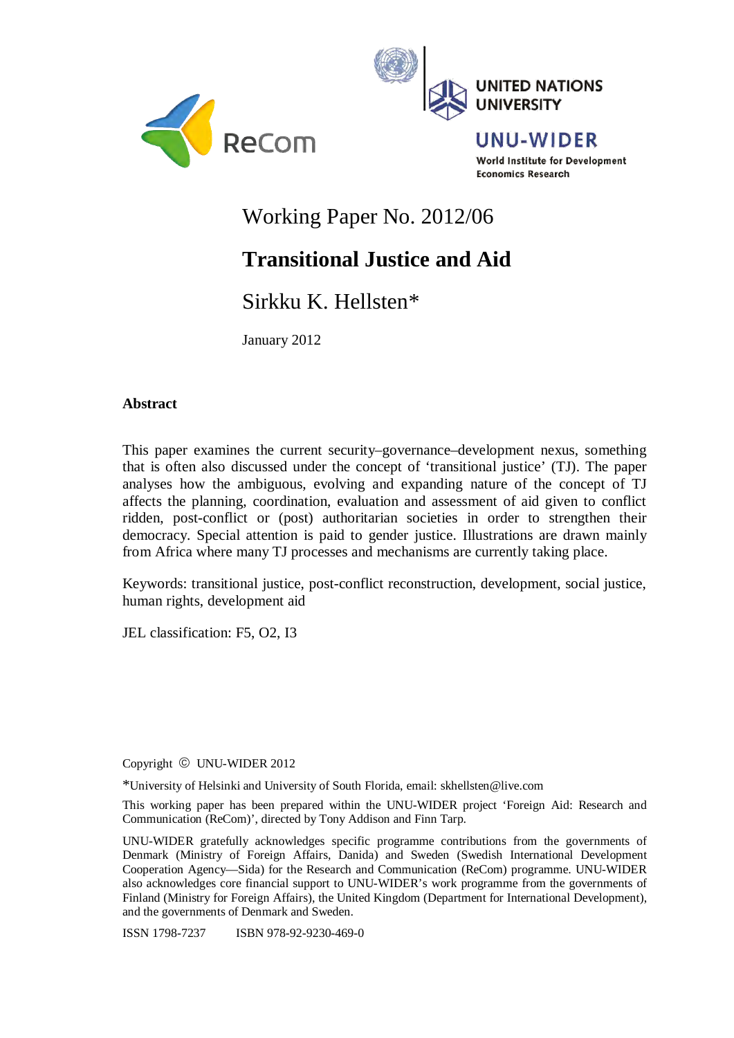ReCom

UNITED NATIONS UNIVERSITY

UNU-WIDER

World Institute for Development Economics Research

Working Paper No. 2012/06

# Transitional Justice and Aid

Sirkku K. Hellsten*

January 2012

## Abstract

This paper examines the current security–governance–development nexus, something that is often also discussed under the concept of 'transitional justice' (TJ). The paper analyses how the ambiguous, evolving and expanding nature of the concept of TJ affects the planning, coordination, evaluation and assessment of aid given to conflict ridden, post-conflict or (post) authoritarian societies in order to strengthen their democracy. Special attention is paid to gender justice. Illustrations are drawn mainly from Africa where many TJ processes and mechanisms are currently taking place.

Keywords: transitional justice, post-conflict reconstruction, development, social justice, human rights, development aid

JEL classification: F5, O2, I3

Copyright © UNU-WIDER 2012

*University of Helsinki and University of South Florida, email: skhellsten@live.com

This working paper has been prepared within the UNU-WIDER project 'Foreign Aid: Research and Communication (ReCom)', directed by Tony Addison and Finn Tarp.

UNU-WIDER gratefully acknowledges specific programme contributions from the governments of Denmark (Ministry of Foreign Affairs, Danida) and Sweden (Swedish International Development Cooperation Agency—Sida) for the Research and Communication (ReCom) programme. UNU-WIDER also acknowledges core financial support to UNU-WIDER's work programme from the governments of Finland (Ministry for Foreign Affairs), the United Kingdom (Department for International Development), and the governments of Denmark and Sweden.

ISSN 1798-7237 ISBN 978-92-9230-469-0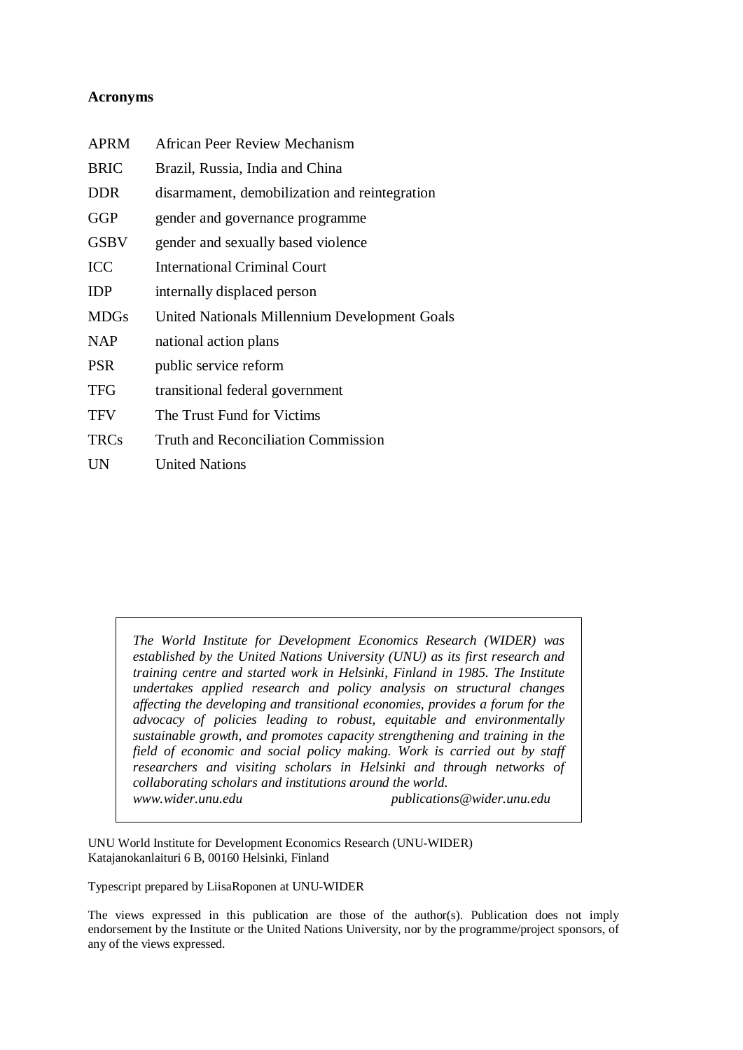**Acronyms**

| | |
|---|---|
| APRM | African Peer Review Mechanism |
| BRIC | Brazil, Russia, India and China |
| DDR | disarmament, demobilization and reintegration |
| GGP | gender and governance programme |
| GSBV | gender and sexually based violence |
| ICC | International Criminal Court |
| IDP | internally displaced person |
| MDGs | United Nationals Millennium Development Goals |
| NAP | national action plans |
| PSR | public service reform |
| TFG | transitional federal government |
| TFV | The Trust Fund for Victims |
| TRCs | Truth and Reconciliation Commission |
| UN | United Nations |

*The World Institute for Development Economics Research (WIDER) was established by the United Nations University (UNU) as its first research and training centre and started work in Helsinki, Finland in 1985. The Institute undertakes applied research and policy analysis on structural changes affecting the developing and transitional economies, provides a forum for the advocacy of policies leading to robust, equitable and environmentally sustainable growth, and promotes capacity strengthening and training in the field of economic and social policy making. Work is carried out by staff researchers and visiting scholars in Helsinki and through networks of collaborating scholars and institutions around the world.*
*www.wider.unu.edu* *publications@wider.unu.edu*

UNU World Institute for Development Economics Research (UNU-WIDER)
Katajanokanlaituri 6 B, 00160 Helsinki, Finland

Typescript prepared by LiisaRoponen at UNU-WIDER

The views expressed in this publication are those of the author(s). Publication does not imply endorsement by the Institute or the United Nations University, nor by the programme/project sponsors, of any of the views expressed.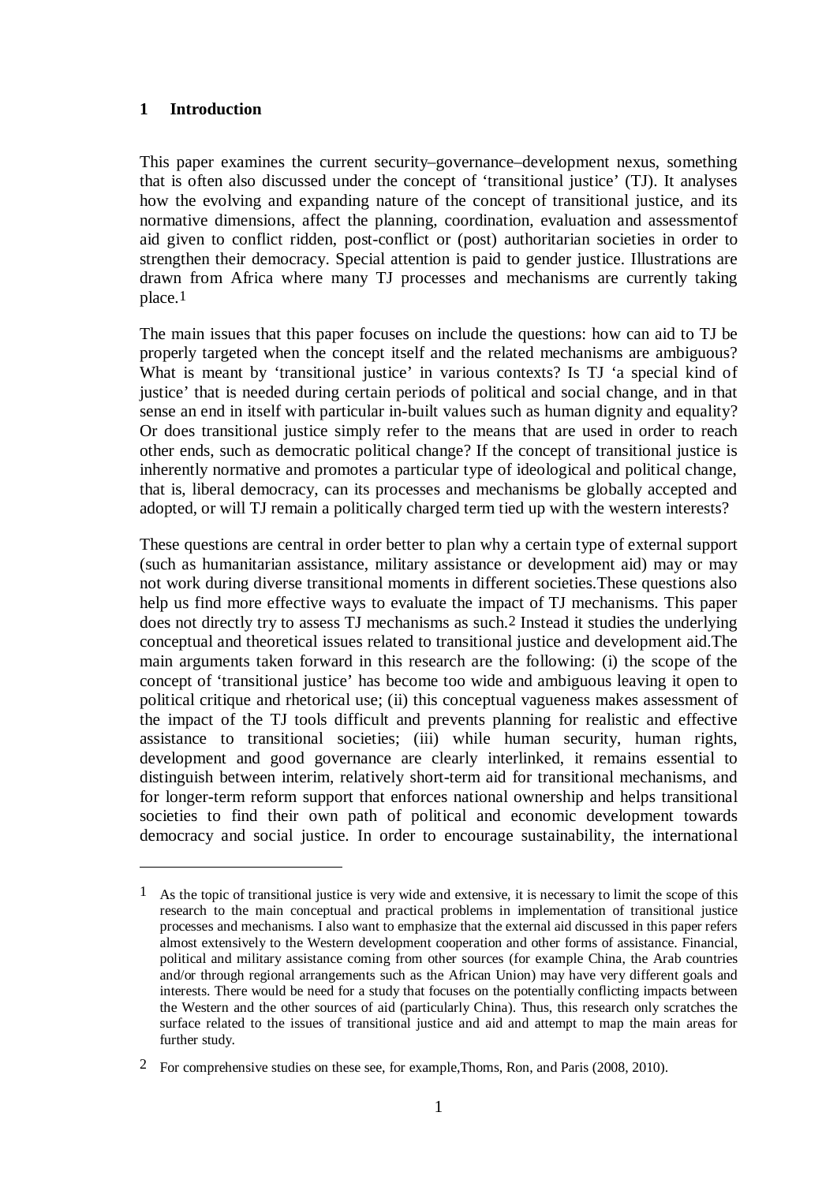# 1 Introduction

This paper examines the current security–governance–development nexus, something that is often also discussed under the concept of 'transitional justice' (TJ). It analyses how the evolving and expanding nature of the concept of transitional justice, and its normative dimensions, affect the planning, coordination, evaluation and assessmentof aid given to conflict ridden, post-conflict or (post) authoritarian societies in order to strengthen their democracy. Special attention is paid to gender justice. Illustrations are drawn from Africa where many TJ processes and mechanisms are currently taking place.[1]

The main issues that this paper focuses on include the questions: how can aid to TJ be properly targeted when the concept itself and the related mechanisms are ambiguous? What is meant by 'transitional justice' in various contexts? Is TJ 'a special kind of justice' that is needed during certain periods of political and social change, and in that sense an end in itself with particular in-built values such as human dignity and equality? Or does transitional justice simply refer to the means that are used in order to reach other ends, such as democratic political change? If the concept of transitional justice is inherently normative and promotes a particular type of ideological and political change, that is, liberal democracy, can its processes and mechanisms be globally accepted and adopted, or will TJ remain a politically charged term tied up with the western interests?

These questions are central in order better to plan why a certain type of external support (such as humanitarian assistance, military assistance or development aid) may or may not work during diverse transitional moments in different societies.These questions also help us find more effective ways to evaluate the impact of TJ mechanisms. This paper does not directly try to assess TJ mechanisms as such.[2] Instead it studies the underlying conceptual and theoretical issues related to transitional justice and development aid.The main arguments taken forward in this research are the following: (i) the scope of the concept of 'transitional justice' has become too wide and ambiguous leaving it open to political critique and rhetorical use; (ii) this conceptual vagueness makes assessment of the impact of the TJ tools difficult and prevents planning for realistic and effective assistance to transitional societies; (iii) while human security, human rights, development and good governance are clearly interlinked, it remains essential to distinguish between interim, relatively short-term aid for transitional mechanisms, and for longer-term reform support that enforces national ownership and helps transitional societies to find their own path of political and economic development towards democracy and social justice. In order to encourage sustainability, the international

---

[1] As the topic of transitional justice is very wide and extensive, it is necessary to limit the scope of this research to the main conceptual and practical problems in implementation of transitional justice processes and mechanisms. I also want to emphasize that the external aid discussed in this paper refers almost extensively to the Western development cooperation and other forms of assistance. Financial, political and military assistance coming from other sources (for example China, the Arab countries and/or through regional arrangements such as the African Union) may have very different goals and interests. There would be need for a study that focuses on the potentially conflicting impacts between the Western and the other sources of aid (particularly China). Thus, this research only scratches the surface related to the issues of transitional justice and aid and attempt to map the main areas for further study.

[2] For comprehensive studies on these see, for example,Thoms, Ron, and Paris (2008, 2010).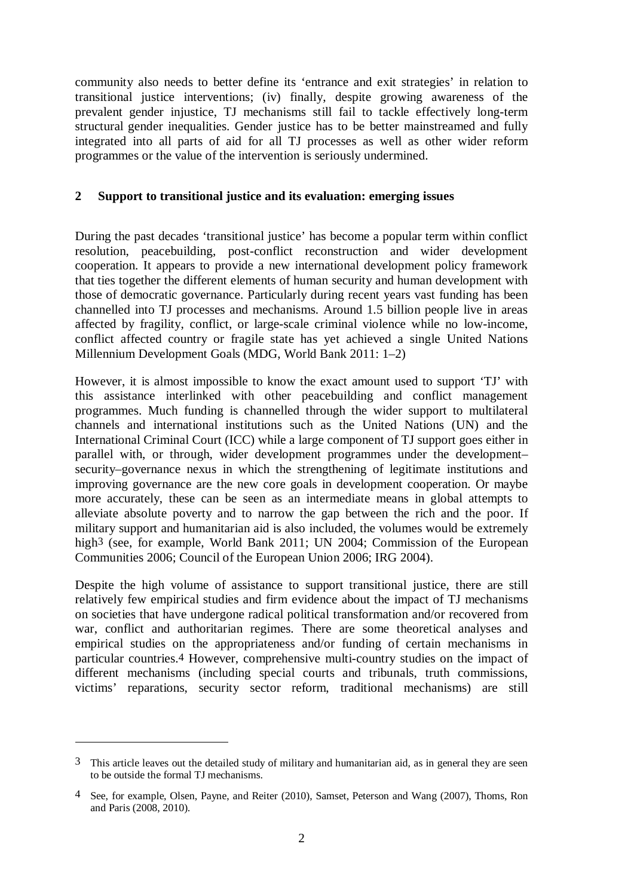community also needs to better define its 'entrance and exit strategies' in relation to transitional justice interventions; (iv) finally, despite growing awareness of the prevalent gender injustice, TJ mechanisms still fail to tackle effectively long-term structural gender inequalities. Gender justice has to be better mainstreamed and fully integrated into all parts of aid for all TJ processes as well as other wider reform programmes or the value of the intervention is seriously undermined.

## 2 Support to transitional justice and its evaluation: emerging issues

During the past decades 'transitional justice' has become a popular term within conflict resolution, peacebuilding, post-conflict reconstruction and wider development cooperation. It appears to provide a new international development policy framework that ties together the different elements of human security and human development with those of democratic governance. Particularly during recent years vast funding has been channelled into TJ processes and mechanisms. Around 1.5 billion people live in areas affected by fragility, conflict, or large-scale criminal violence while no low-income, conflict affected country or fragile state has yet achieved a single United Nations Millennium Development Goals (MDG, World Bank 2011: 1–2)

However, it is almost impossible to know the exact amount used to support 'TJ' with this assistance interlinked with other peacebuilding and conflict management programmes. Much funding is channelled through the wider support to multilateral channels and international institutions such as the United Nations (UN) and the International Criminal Court (ICC) while a large component of TJ support goes either in parallel with, or through, wider development programmes under the development–security–governance nexus in which the strengthening of legitimate institutions and improving governance are the new core goals in development cooperation. Or maybe more accurately, these can be seen as an intermediate means in global attempts to alleviate absolute poverty and to narrow the gap between the rich and the poor. If military support and humanitarian aid is also included, the volumes would be extremely high[3] (see, for example, World Bank 2011; UN 2004; Commission of the European Communities 2006; Council of the European Union 2006; IRG 2004).

Despite the high volume of assistance to support transitional justice, there are still relatively few empirical studies and firm evidence about the impact of TJ mechanisms on societies that have undergone radical political transformation and/or recovered from war, conflict and authoritarian regimes. There are some theoretical analyses and empirical studies on the appropriateness and/or funding of certain mechanisms in particular countries.[4] However, comprehensive multi-country studies on the impact of different mechanisms (including special courts and tribunals, truth commissions, victims' reparations, security sector reform, traditional mechanisms) are still

---

[3] This article leaves out the detailed study of military and humanitarian aid, as in general they are seen to be outside the formal TJ mechanisms.

[4] See, for example, Olsen, Payne, and Reiter (2010), Samset, Peterson and Wang (2007), Thoms, Ron and Paris (2008, 2010).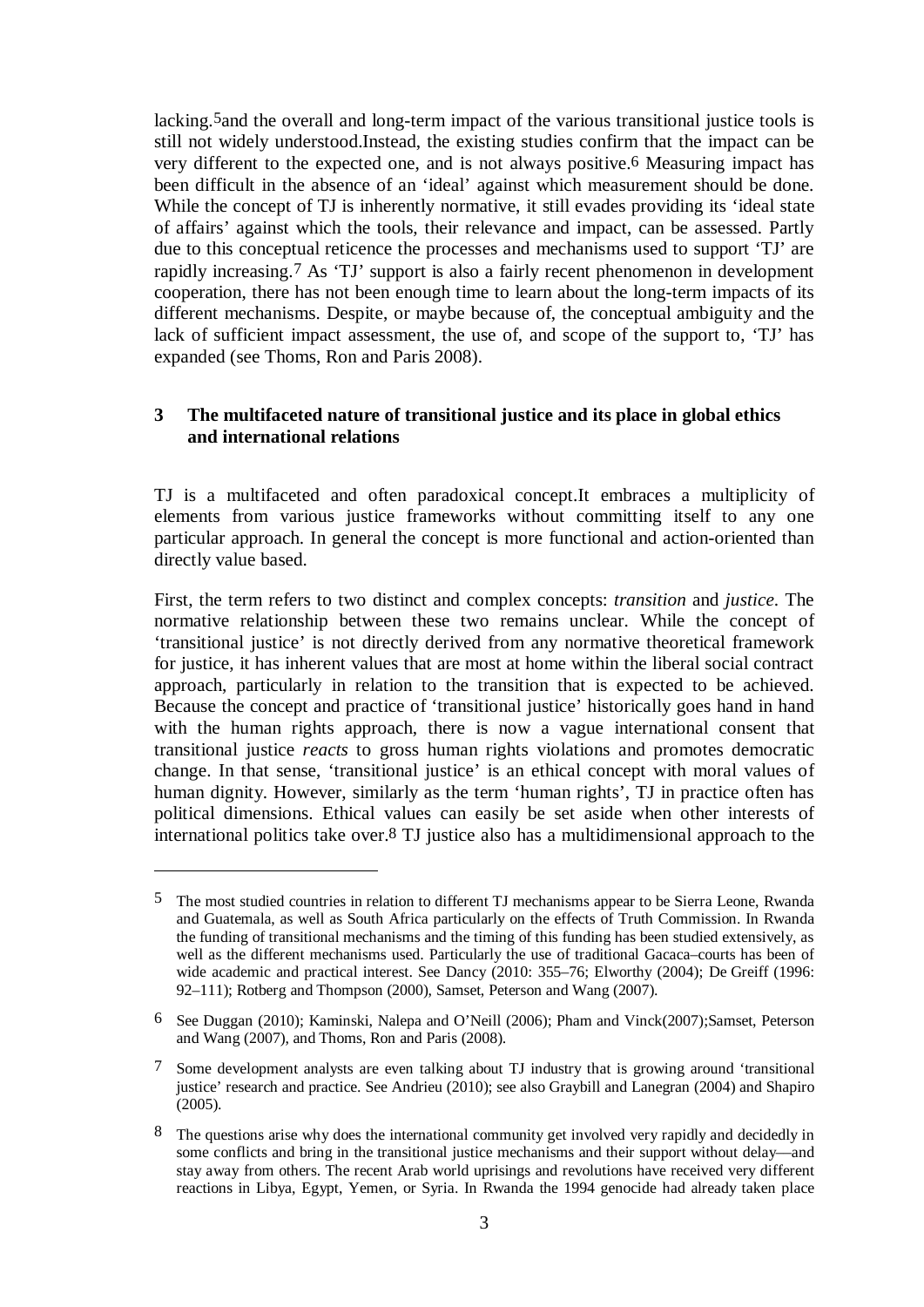lacking.[5]and the overall and long-term impact of the various transitional justice tools is still not widely understood.Instead, the existing studies confirm that the impact can be very different to the expected one, and is not always positive.[6] Measuring impact has been difficult in the absence of an 'ideal' against which measurement should be done. While the concept of TJ is inherently normative, it still evades providing its 'ideal state of affairs' against which the tools, their relevance and impact, can be assessed. Partly due to this conceptual reticence the processes and mechanisms used to support 'TJ' are rapidly increasing.[7] As 'TJ' support is also a fairly recent phenomenon in development cooperation, there has not been enough time to learn about the long-term impacts of its different mechanisms. Despite, or maybe because of, the conceptual ambiguity and the lack of sufficient impact assessment, the use of, and scope of the support to, 'TJ' has expanded (see Thoms, Ron and Paris 2008).

## 3 The multifaceted nature of transitional justice and its place in global ethics and international relations

TJ is a multifaceted and often paradoxical concept.It embraces a multiplicity of elements from various justice frameworks without committing itself to any one particular approach. In general the concept is more functional and action-oriented than directly value based.

First, the term refers to two distinct and complex concepts: *transition* and *justice*. The normative relationship between these two remains unclear. While the concept of 'transitional justice' is not directly derived from any normative theoretical framework for justice, it has inherent values that are most at home within the liberal social contract approach, particularly in relation to the transition that is expected to be achieved. Because the concept and practice of 'transitional justice' historically goes hand in hand with the human rights approach, there is now a vague international consent that transitional justice *reacts* to gross human rights violations and promotes democratic change. In that sense, 'transitional justice' is an ethical concept with moral values of human dignity. However, similarly as the term 'human rights', TJ in practice often has political dimensions. Ethical values can easily be set aside when other interests of international politics take over.[8] TJ justice also has a multidimensional approach to the

---

[5] The most studied countries in relation to different TJ mechanisms appear to be Sierra Leone, Rwanda and Guatemala, as well as South Africa particularly on the effects of Truth Commission. In Rwanda the funding of transitional mechanisms and the timing of this funding has been studied extensively, as well as the different mechanisms used. Particularly the use of traditional Gacaca–courts has been of wide academic and practical interest. See Dancy (2010: 355–76; Elworthy (2004); De Greiff (1996: 92–111); Rotberg and Thompson (2000), Samset, Peterson and Wang (2007).

[6] See Duggan (2010); Kaminski, Nalepa and O'Neill (2006); Pham and Vinck(2007);Samset, Peterson and Wang (2007), and Thoms, Ron and Paris (2008).

[7] Some development analysts are even talking about TJ industry that is growing around 'transitional justice' research and practice. See Andrieu (2010); see also Graybill and Lanegran (2004) and Shapiro (2005).

[8] The questions arise why does the international community get involved very rapidly and decidedly in some conflicts and bring in the transitional justice mechanisms and their support without delay—and stay away from others. The recent Arab world uprisings and revolutions have received very different reactions in Libya, Egypt, Yemen, or Syria. In Rwanda the 1994 genocide had already taken place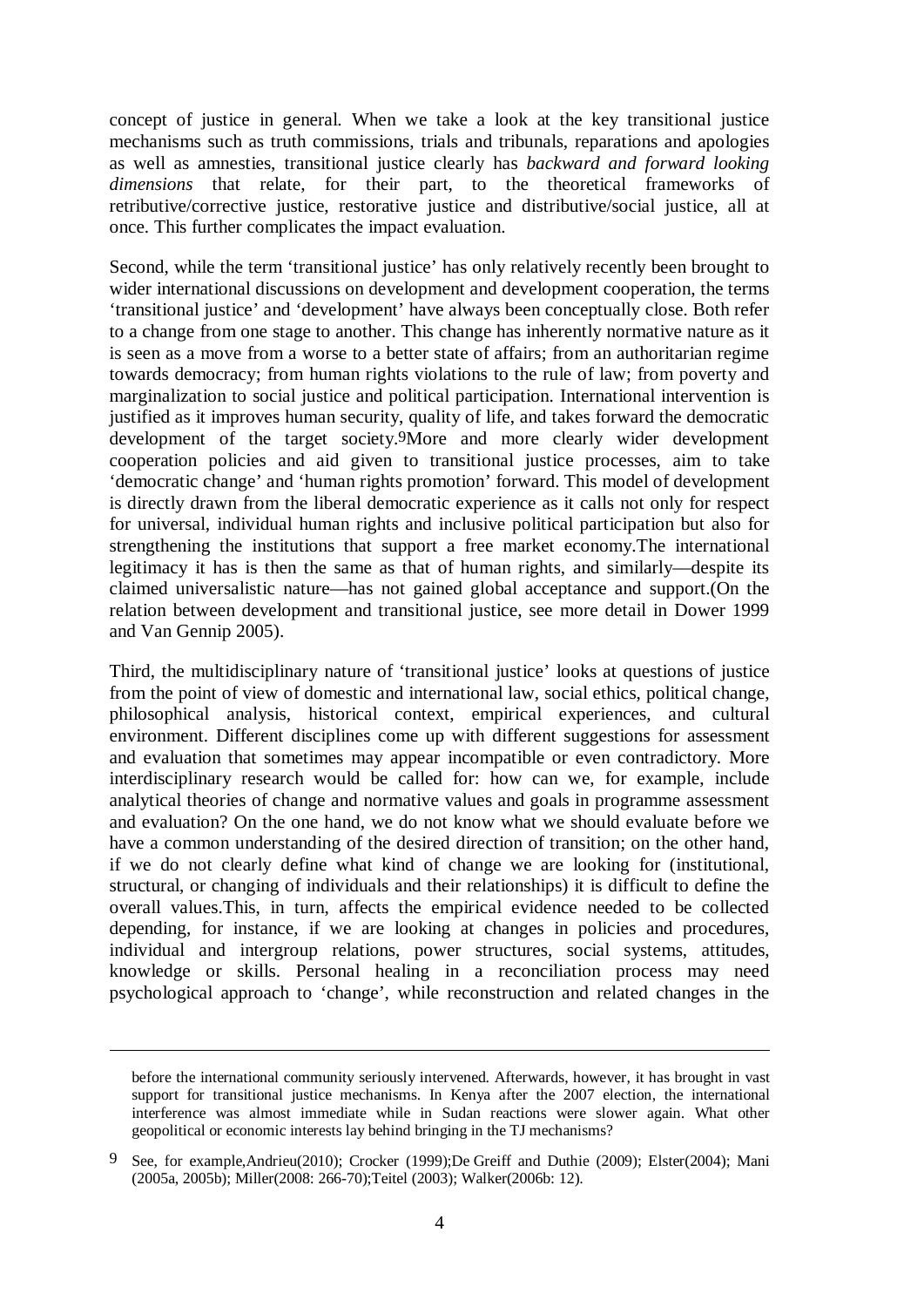concept of justice in general. When we take a look at the key transitional justice mechanisms such as truth commissions, trials and tribunals, reparations and apologies as well as amnesties, transitional justice clearly has *backward and forward looking dimensions* that relate, for their part, to the theoretical frameworks of retributive/corrective justice, restorative justice and distributive/social justice, all at once. This further complicates the impact evaluation.

Second, while the term 'transitional justice' has only relatively recently been brought to wider international discussions on development and development cooperation, the terms 'transitional justice' and 'development' have always been conceptually close. Both refer to a change from one stage to another. This change has inherently normative nature as it is seen as a move from a worse to a better state of affairs; from an authoritarian regime towards democracy; from human rights violations to the rule of law; from poverty and marginalization to social justice and political participation. International intervention is justified as it improves human security, quality of life, and takes forward the democratic development of the target society.[9]More and more clearly wider development cooperation policies and aid given to transitional justice processes, aim to take 'democratic change' and 'human rights promotion' forward. This model of development is directly drawn from the liberal democratic experience as it calls not only for respect for universal, individual human rights and inclusive political participation but also for strengthening the institutions that support a free market economy.The international legitimacy it has is then the same as that of human rights, and similarly—despite its claimed universalistic nature—has not gained global acceptance and support.(On the relation between development and transitional justice, see more detail in Dower 1999 and Van Gennip 2005).

Third, the multidisciplinary nature of 'transitional justice' looks at questions of justice from the point of view of domestic and international law, social ethics, political change, philosophical analysis, historical context, empirical experiences, and cultural environment. Different disciplines come up with different suggestions for assessment and evaluation that sometimes may appear incompatible or even contradictory. More interdisciplinary research would be called for: how can we, for example, include analytical theories of change and normative values and goals in programme assessment and evaluation? On the one hand, we do not know what we should evaluate before we have a common understanding of the desired direction of transition; on the other hand, if we do not clearly define what kind of change we are looking for (institutional, structural, or changing of individuals and their relationships) it is difficult to define the overall values.This, in turn, affects the empirical evidence needed to be collected depending, for instance, if we are looking at changes in policies and procedures, individual and intergroup relations, power structures, social systems, attitudes, knowledge or skills. Personal healing in a reconciliation process may need psychological approach to 'change', while reconstruction and related changes in the

---

before the international community seriously intervened. Afterwards, however, it has brought in vast support for transitional justice mechanisms. In Kenya after the 2007 election, the international interference was almost immediate while in Sudan reactions were slower again. What other geopolitical or economic interests lay behind bringing in the TJ mechanisms?

[9] See, for example,Andrieu(2010); Crocker (1999);De Greiff and Duthie (2009); Elster(2004); Mani (2005a, 2005b); Miller(2008: 266-70);Teitel (2003); Walker(2006b: 12).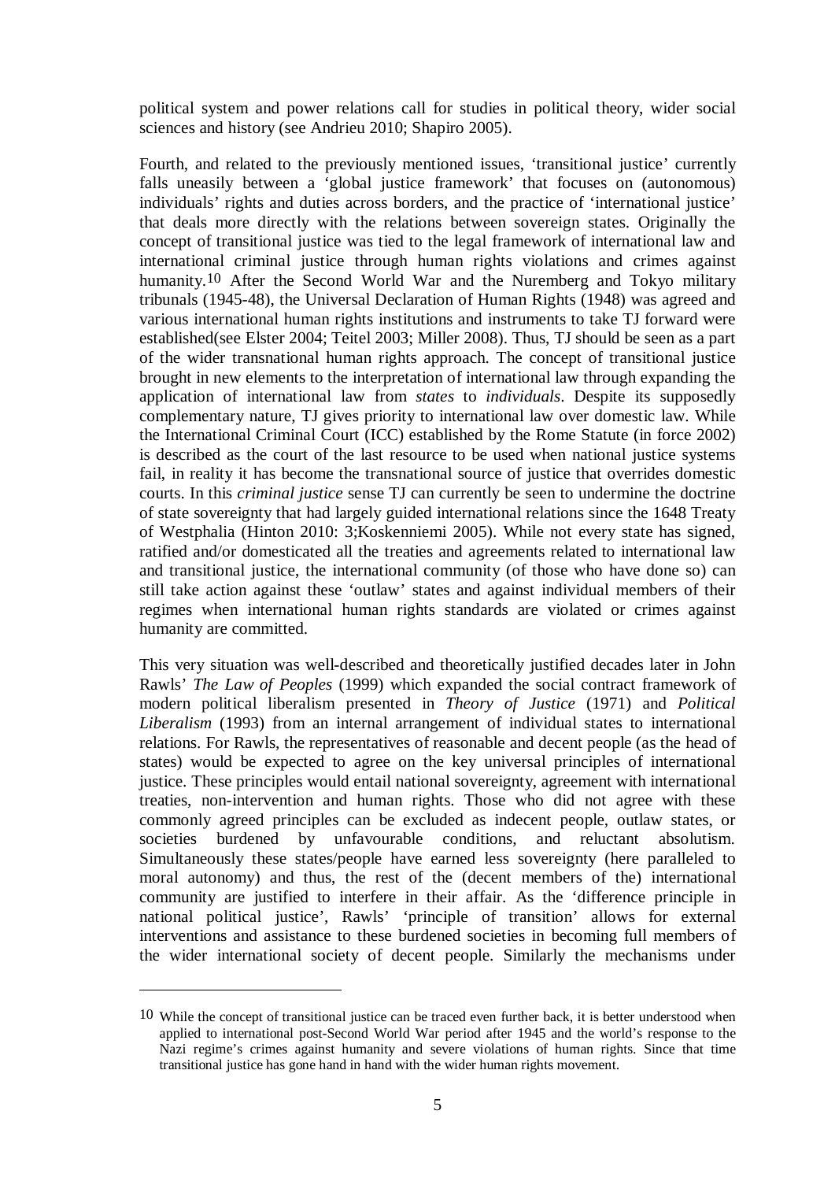political system and power relations call for studies in political theory, wider social sciences and history (see Andrieu 2010; Shapiro 2005).

Fourth, and related to the previously mentioned issues, 'transitional justice' currently falls uneasily between a 'global justice framework' that focuses on (autonomous) individuals' rights and duties across borders, and the practice of 'international justice' that deals more directly with the relations between sovereign states. Originally the concept of transitional justice was tied to the legal framework of international law and international criminal justice through human rights violations and crimes against humanity.[10] After the Second World War and the Nuremberg and Tokyo military tribunals (1945-48), the Universal Declaration of Human Rights (1948) was agreed and various international human rights institutions and instruments to take TJ forward were established(see Elster 2004; Teitel 2003; Miller 2008). Thus, TJ should be seen as a part of the wider transnational human rights approach. The concept of transitional justice brought in new elements to the interpretation of international law through expanding the application of international law from *states* to *individuals*. Despite its supposedly complementary nature, TJ gives priority to international law over domestic law. While the International Criminal Court (ICC) established by the Rome Statute (in force 2002) is described as the court of the last resource to be used when national justice systems fail, in reality it has become the transnational source of justice that overrides domestic courts. In this *criminal justice* sense TJ can currently be seen to undermine the doctrine of state sovereignty that had largely guided international relations since the 1648 Treaty of Westphalia (Hinton 2010: 3;Koskenniemi 2005). While not every state has signed, ratified and/or domesticated all the treaties and agreements related to international law and transitional justice, the international community (of those who have done so) can still take action against these 'outlaw' states and against individual members of their regimes when international human rights standards are violated or crimes against humanity are committed.

This very situation was well-described and theoretically justified decades later in John Rawls' *The Law of Peoples* (1999) which expanded the social contract framework of modern political liberalism presented in *Theory of Justice* (1971) and *Political Liberalism* (1993) from an internal arrangement of individual states to international relations. For Rawls, the representatives of reasonable and decent people (as the head of states) would be expected to agree on the key universal principles of international justice. These principles would entail national sovereignty, agreement with international treaties, non-intervention and human rights. Those who did not agree with these commonly agreed principles can be excluded as indecent people, outlaw states, or societies burdened by unfavourable conditions, and reluctant absolutism. Simultaneously these states/people have earned less sovereignty (here paralleled to moral autonomy) and thus, the rest of the (decent members of the) international community are justified to interfere in their affair. As the 'difference principle in national political justice', Rawls' 'principle of transition' allows for external interventions and assistance to these burdened societies in becoming full members of the wider international society of decent people. Similarly the mechanisms under

---

[10] While the concept of transitional justice can be traced even further back, it is better understood when applied to international post-Second World War period after 1945 and the world's response to the Nazi regime's crimes against humanity and severe violations of human rights. Since that time transitional justice has gone hand in hand with the wider human rights movement.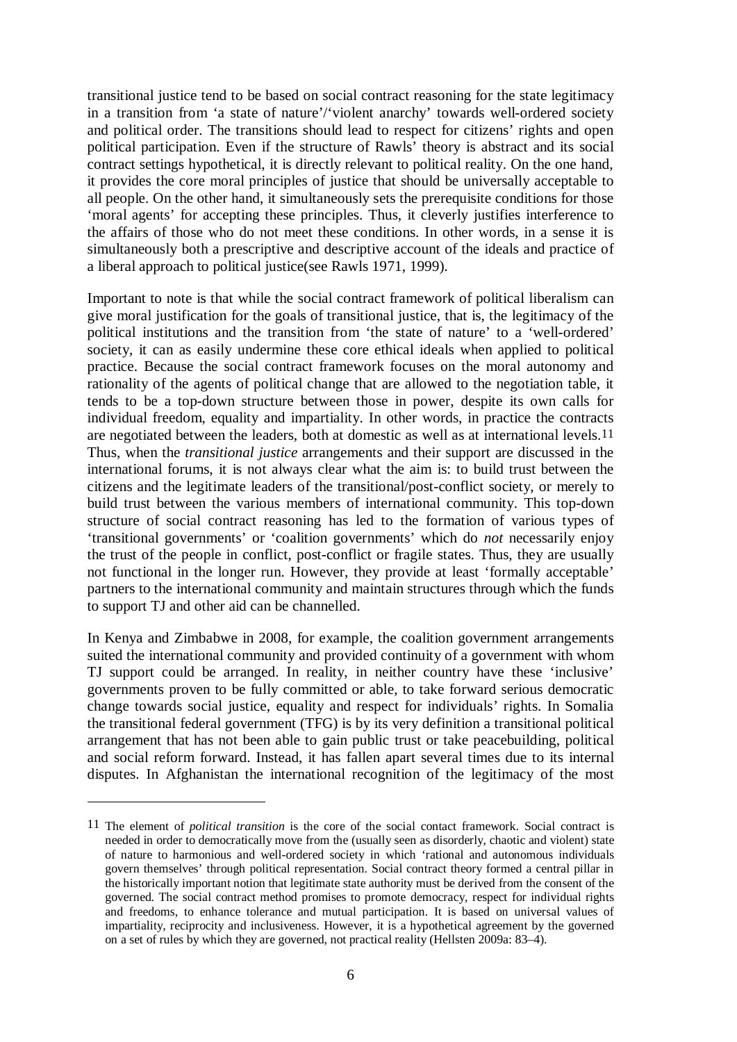transitional justice tend to be based on social contract reasoning for the state legitimacy in a transition from 'a state of nature'/'violent anarchy' towards well-ordered society and political order. The transitions should lead to respect for citizens' rights and open political participation. Even if the structure of Rawls' theory is abstract and its social contract settings hypothetical, it is directly relevant to political reality. On the one hand, it provides the core moral principles of justice that should be universally acceptable to all people. On the other hand, it simultaneously sets the prerequisite conditions for those 'moral agents' for accepting these principles. Thus, it cleverly justifies interference to the affairs of those who do not meet these conditions. In other words, in a sense it is simultaneously both a prescriptive and descriptive account of the ideals and practice of a liberal approach to political justice(see Rawls 1971, 1999).

Important to note is that while the social contract framework of political liberalism can give moral justification for the goals of transitional justice, that is, the legitimacy of the political institutions and the transition from 'the state of nature' to a 'well-ordered' society, it can as easily undermine these core ethical ideals when applied to political practice. Because the social contract framework focuses on the moral autonomy and rationality of the agents of political change that are allowed to the negotiation table, it tends to be a top-down structure between those in power, despite its own calls for individual freedom, equality and impartiality. In other words, in practice the contracts are negotiated between the leaders, both at domestic as well as at international levels.[11] Thus, when the *transitional justice* arrangements and their support are discussed in the international forums, it is not always clear what the aim is: to build trust between the citizens and the legitimate leaders of the transitional/post-conflict society, or merely to build trust between the various members of international community. This top-down structure of social contract reasoning has led to the formation of various types of 'transitional governments' or 'coalition governments' which do *not* necessarily enjoy the trust of the people in conflict, post-conflict or fragile states. Thus, they are usually not functional in the longer run. However, they provide at least 'formally acceptable' partners to the international community and maintain structures through which the funds to support TJ and other aid can be channelled.

In Kenya and Zimbabwe in 2008, for example, the coalition government arrangements suited the international community and provided continuity of a government with whom TJ support could be arranged. In reality, in neither country have these 'inclusive' governments proven to be fully committed or able, to take forward serious democratic change towards social justice, equality and respect for individuals' rights. In Somalia the transitional federal government (TFG) is by its very definition a transitional political arrangement that has not been able to gain public trust or take peacebuilding, political and social reform forward. Instead, it has fallen apart several times due to its internal disputes. In Afghanistan the international recognition of the legitimacy of the most

[11] The element of *political transition* is the core of the social contact framework. Social contract is needed in order to democratically move from the (usually seen as disorderly, chaotic and violent) state of nature to harmonious and well-ordered society in which 'rational and autonomous individuals govern themselves' through political representation. Social contract theory formed a central pillar in the historically important notion that legitimate state authority must be derived from the consent of the governed. The social contract method promises to promote democracy, respect for individual rights and freedoms, to enhance tolerance and mutual participation. It is based on universal values of impartiality, reciprocity and inclusiveness. However, it is a hypothetical agreement by the governed on a set of rules by which they are governed, not practical reality (Hellsten 2009a: 83–4).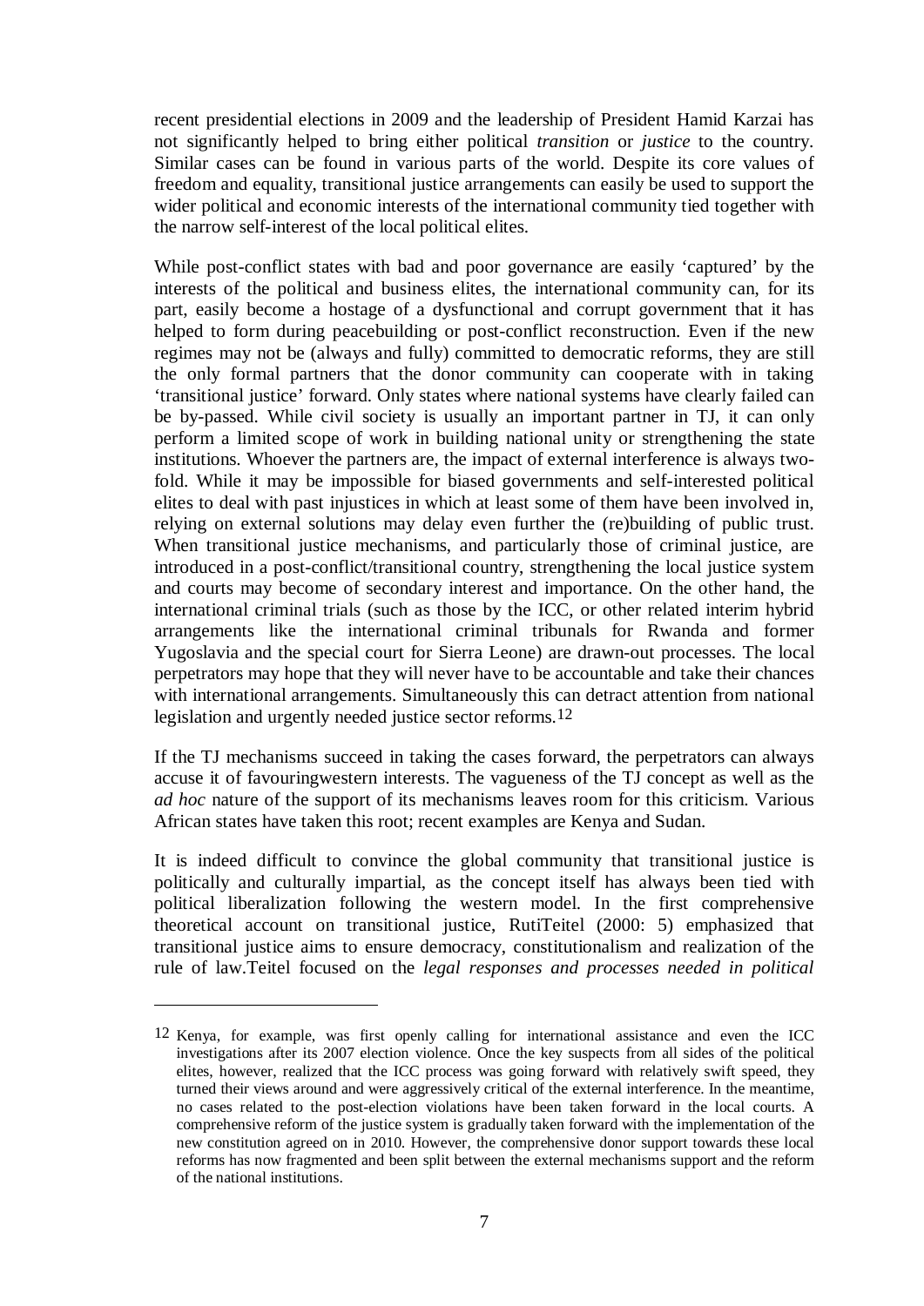recent presidential elections in 2009 and the leadership of President Hamid Karzai has not significantly helped to bring either political *transition* or *justice* to the country. Similar cases can be found in various parts of the world. Despite its core values of freedom and equality, transitional justice arrangements can easily be used to support the wider political and economic interests of the international community tied together with the narrow self-interest of the local political elites.

While post-conflict states with bad and poor governance are easily 'captured' by the interests of the political and business elites, the international community can, for its part, easily become a hostage of a dysfunctional and corrupt government that it has helped to form during peacebuilding or post-conflict reconstruction. Even if the new regimes may not be (always and fully) committed to democratic reforms, they are still the only formal partners that the donor community can cooperate with in taking 'transitional justice' forward. Only states where national systems have clearly failed can be by-passed. While civil society is usually an important partner in TJ, it can only perform a limited scope of work in building national unity or strengthening the state institutions. Whoever the partners are, the impact of external interference is always two-fold. While it may be impossible for biased governments and self-interested political elites to deal with past injustices in which at least some of them have been involved in, relying on external solutions may delay even further the (re)building of public trust. When transitional justice mechanisms, and particularly those of criminal justice, are introduced in a post-conflict/transitional country, strengthening the local justice system and courts may become of secondary interest and importance. On the other hand, the international criminal trials (such as those by the ICC, or other related interim hybrid arrangements like the international criminal tribunals for Rwanda and former Yugoslavia and the special court for Sierra Leone) are drawn-out processes. The local perpetrators may hope that they will never have to be accountable and take their chances with international arrangements. Simultaneously this can detract attention from national legislation and urgently needed justice sector reforms.[12]

If the TJ mechanisms succeed in taking the cases forward, the perpetrators can always accuse it of favouringwestern interests. The vagueness of the TJ concept as well as the *ad hoc* nature of the support of its mechanisms leaves room for this criticism. Various African states have taken this root; recent examples are Kenya and Sudan.

It is indeed difficult to convince the global community that transitional justice is politically and culturally impartial, as the concept itself has always been tied with political liberalization following the western model. In the first comprehensive theoretical account on transitional justice, RutiTeitel (2000: 5) emphasized that transitional justice aims to ensure democracy, constitutionalism and realization of the rule of law.Teitel focused on the *legal responses and processes needed in political*

---

[12] Kenya, for example, was first openly calling for international assistance and even the ICC investigations after its 2007 election violence. Once the key suspects from all sides of the political elites, however, realized that the ICC process was going forward with relatively swift speed, they turned their views around and were aggressively critical of the external interference. In the meantime, no cases related to the post-election violations have been taken forward in the local courts. A comprehensive reform of the justice system is gradually taken forward with the implementation of the new constitution agreed on in 2010. However, the comprehensive donor support towards these local reforms has now fragmented and been split between the external mechanisms support and the reform of the national institutions.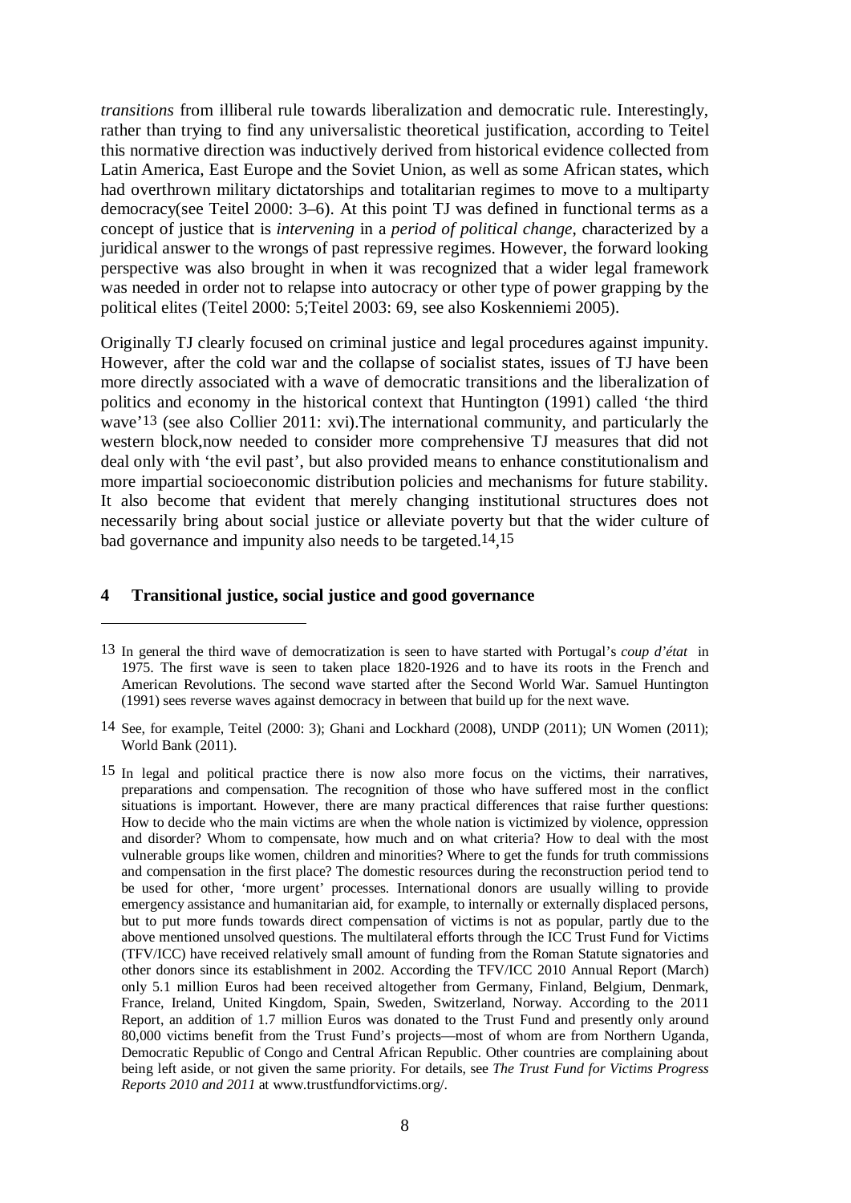*transitions* from illiberal rule towards liberalization and democratic rule. Interestingly, rather than trying to find any universalistic theoretical justification, according to Teitel this normative direction was inductively derived from historical evidence collected from Latin America, East Europe and the Soviet Union, as well as some African states, which had overthrown military dictatorships and totalitarian regimes to move to a multiparty democracy(see Teitel 2000: 3–6). At this point TJ was defined in functional terms as a concept of justice that is *intervening* in a *period of political change*, characterized by a juridical answer to the wrongs of past repressive regimes. However, the forward looking perspective was also brought in when it was recognized that a wider legal framework was needed in order not to relapse into autocracy or other type of power grapping by the political elites (Teitel 2000: 5;Teitel 2003: 69, see also Koskenniemi 2005).

Originally TJ clearly focused on criminal justice and legal procedures against impunity. However, after the cold war and the collapse of socialist states, issues of TJ have been more directly associated with a wave of democratic transitions and the liberalization of politics and economy in the historical context that Huntington (1991) called 'the third wave'[13] (see also Collier 2011: xvi).The international community, and particularly the western block,now needed to consider more comprehensive TJ measures that did not deal only with 'the evil past', but also provided means to enhance constitutionalism and more impartial socioeconomic distribution policies and mechanisms for future stability. It also become that evident that merely changing institutional structures does not necessarily bring about social justice or alleviate poverty but that the wider culture of bad governance and impunity also needs to be targeted.[14,15]

## 4 Transitional justice, social justice and good governance

---

[13] In general the third wave of democratization is seen to have started with Portugal's *coup d'état* in 1975. The first wave is seen to taken place 1820-1926 and to have its roots in the French and American Revolutions. The second wave started after the Second World War. Samuel Huntington (1991) sees reverse waves against democracy in between that build up for the next wave.

[14] See, for example, Teitel (2000: 3); Ghani and Lockhard (2008), UNDP (2011); UN Women (2011); World Bank (2011).

[15] In legal and political practice there is now also more focus on the victims, their narratives, preparations and compensation. The recognition of those who have suffered most in the conflict situations is important. However, there are many practical differences that raise further questions: How to decide who the main victims are when the whole nation is victimized by violence, oppression and disorder? Whom to compensate, how much and on what criteria? How to deal with the most vulnerable groups like women, children and minorities? Where to get the funds for truth commissions and compensation in the first place? The domestic resources during the reconstruction period tend to be used for other, 'more urgent' processes. International donors are usually willing to provide emergency assistance and humanitarian aid, for example, to internally or externally displaced persons, but to put more funds towards direct compensation of victims is not as popular, partly due to the above mentioned unsolved questions. The multilateral efforts through the ICC Trust Fund for Victims (TFV/ICC) have received relatively small amount of funding from the Roman Statute signatories and other donors since its establishment in 2002. According the TFV/ICC 2010 Annual Report (March) only 5.1 million Euros had been received altogether from Germany, Finland, Belgium, Denmark, France, Ireland, United Kingdom, Spain, Sweden, Switzerland, Norway. According to the 2011 Report, an addition of 1.7 million Euros was donated to the Trust Fund and presently only around 80,000 victims benefit from the Trust Fund's projects—most of whom are from Northern Uganda, Democratic Republic of Congo and Central African Republic. Other countries are complaining about being left aside, or not given the same priority. For details, see *The Trust Fund for Victims Progress Reports 2010 and 2011* at www.trustfundforvictims.org/.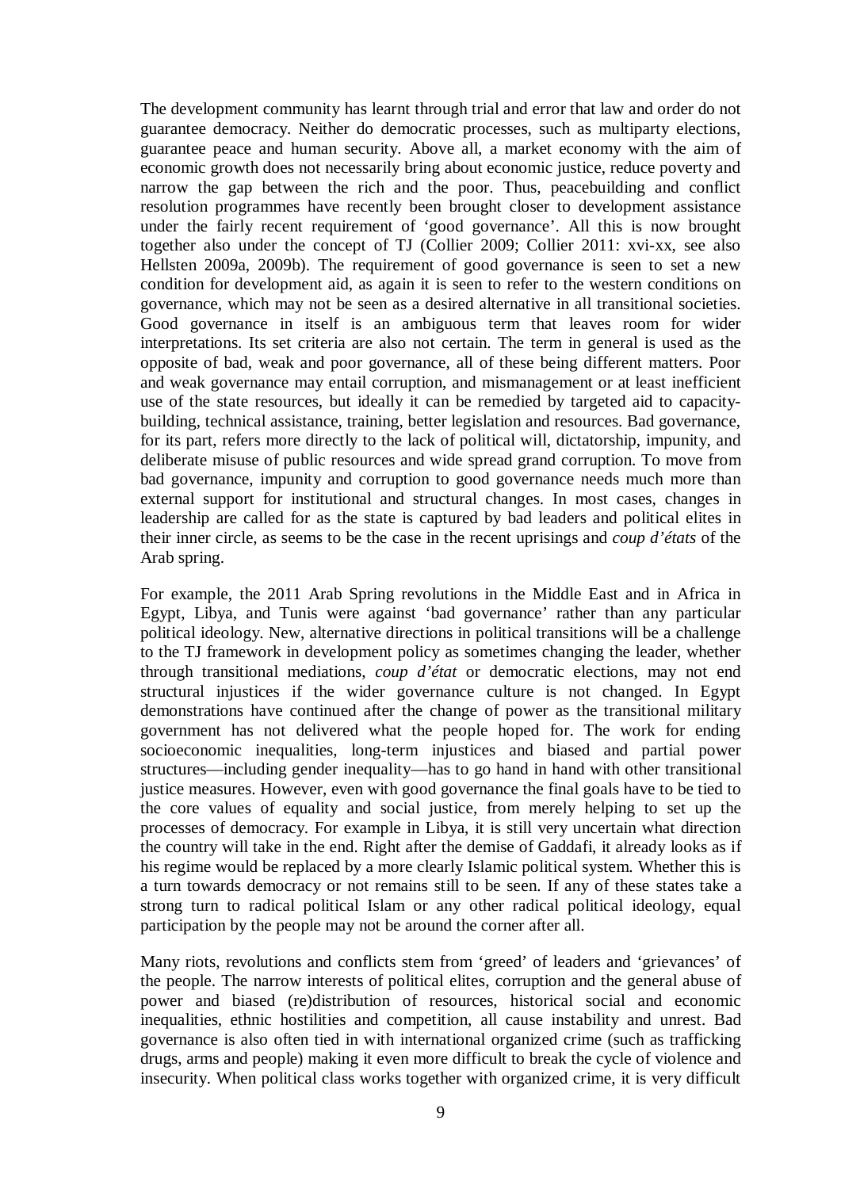The development community has learnt through trial and error that law and order do not guarantee democracy. Neither do democratic processes, such as multiparty elections, guarantee peace and human security. Above all, a market economy with the aim of economic growth does not necessarily bring about economic justice, reduce poverty and narrow the gap between the rich and the poor. Thus, peacebuilding and conflict resolution programmes have recently been brought closer to development assistance under the fairly recent requirement of 'good governance'. All this is now brought together also under the concept of TJ (Collier 2009; Collier 2011: xvi-xx, see also Hellsten 2009a, 2009b). The requirement of good governance is seen to set a new condition for development aid, as again it is seen to refer to the western conditions on governance, which may not be seen as a desired alternative in all transitional societies. Good governance in itself is an ambiguous term that leaves room for wider interpretations. Its set criteria are also not certain. The term in general is used as the opposite of bad, weak and poor governance, all of these being different matters. Poor and weak governance may entail corruption, and mismanagement or at least inefficient use of the state resources, but ideally it can be remedied by targeted aid to capacity-building, technical assistance, training, better legislation and resources. Bad governance, for its part, refers more directly to the lack of political will, dictatorship, impunity, and deliberate misuse of public resources and wide spread grand corruption. To move from bad governance, impunity and corruption to good governance needs much more than external support for institutional and structural changes. In most cases, changes in leadership are called for as the state is captured by bad leaders and political elites in their inner circle, as seems to be the case in the recent uprisings and *coup d'états* of the Arab spring.

For example, the 2011 Arab Spring revolutions in the Middle East and in Africa in Egypt, Libya, and Tunis were against 'bad governance' rather than any particular political ideology. New, alternative directions in political transitions will be a challenge to the TJ framework in development policy as sometimes changing the leader, whether through transitional mediations, *coup d'état* or democratic elections, may not end structural injustices if the wider governance culture is not changed. In Egypt demonstrations have continued after the change of power as the transitional military government has not delivered what the people hoped for. The work for ending socioeconomic inequalities, long-term injustices and biased and partial power structures—including gender inequality—has to go hand in hand with other transitional justice measures. However, even with good governance the final goals have to be tied to the core values of equality and social justice, from merely helping to set up the processes of democracy. For example in Libya, it is still very uncertain what direction the country will take in the end. Right after the demise of Gaddafi, it already looks as if his regime would be replaced by a more clearly Islamic political system. Whether this is a turn towards democracy or not remains still to be seen. If any of these states take a strong turn to radical political Islam or any other radical political ideology, equal participation by the people may not be around the corner after all.

Many riots, revolutions and conflicts stem from 'greed' of leaders and 'grievances' of the people. The narrow interests of political elites, corruption and the general abuse of power and biased (re)distribution of resources, historical social and economic inequalities, ethnic hostilities and competition, all cause instability and unrest. Bad governance is also often tied in with international organized crime (such as trafficking drugs, arms and people) making it even more difficult to break the cycle of violence and insecurity. When political class works together with organized crime, it is very difficult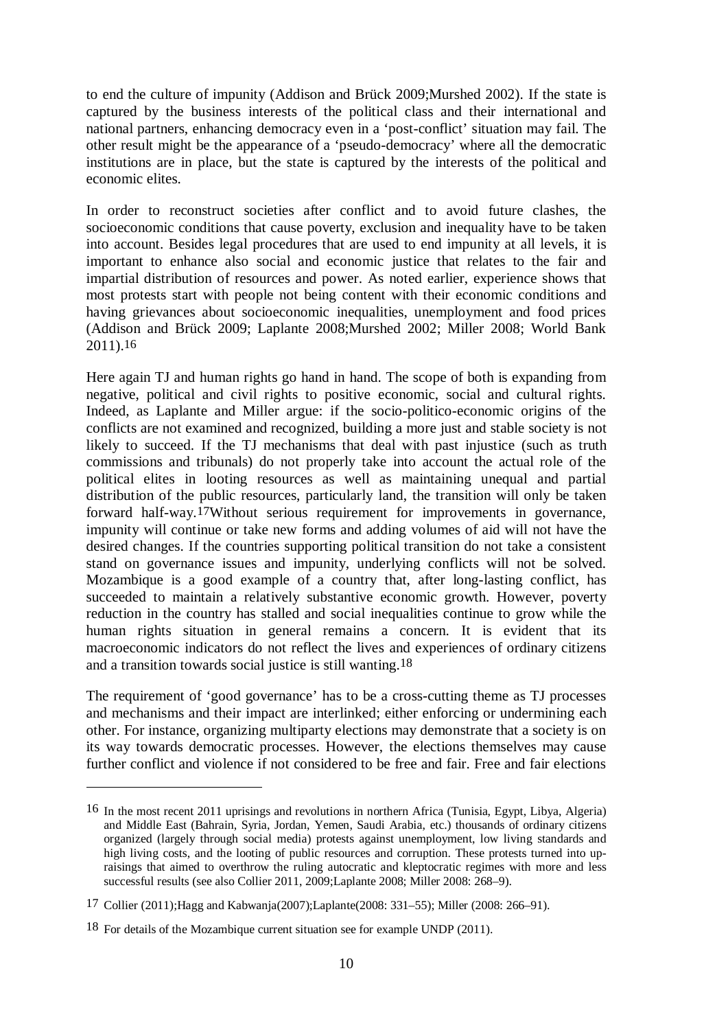to end the culture of impunity (Addison and Brück 2009;Murshed 2002). If the state is captured by the business interests of the political class and their international and national partners, enhancing democracy even in a 'post-conflict' situation may fail. The other result might be the appearance of a 'pseudo-democracy' where all the democratic institutions are in place, but the state is captured by the interests of the political and economic elites.

In order to reconstruct societies after conflict and to avoid future clashes, the socioeconomic conditions that cause poverty, exclusion and inequality have to be taken into account. Besides legal procedures that are used to end impunity at all levels, it is important to enhance also social and economic justice that relates to the fair and impartial distribution of resources and power. As noted earlier, experience shows that most protests start with people not being content with their economic conditions and having grievances about socioeconomic inequalities, unemployment and food prices (Addison and Brück 2009; Laplante 2008;Murshed 2002; Miller 2008; World Bank 2011).[16]

Here again TJ and human rights go hand in hand. The scope of both is expanding from negative, political and civil rights to positive economic, social and cultural rights. Indeed, as Laplante and Miller argue: if the socio-politico-economic origins of the conflicts are not examined and recognized, building a more just and stable society is not likely to succeed. If the TJ mechanisms that deal with past injustice (such as truth commissions and tribunals) do not properly take into account the actual role of the political elites in looting resources as well as maintaining unequal and partial distribution of the public resources, particularly land, the transition will only be taken forward half-way.[17]Without serious requirement for improvements in governance, impunity will continue or take new forms and adding volumes of aid will not have the desired changes. If the countries supporting political transition do not take a consistent stand on governance issues and impunity, underlying conflicts will not be solved. Mozambique is a good example of a country that, after long-lasting conflict, has succeeded to maintain a relatively substantive economic growth. However, poverty reduction in the country has stalled and social inequalities continue to grow while the human rights situation in general remains a concern. It is evident that its macroeconomic indicators do not reflect the lives and experiences of ordinary citizens and a transition towards social justice is still wanting.[18]

The requirement of 'good governance' has to be a cross-cutting theme as TJ processes and mechanisms and their impact are interlinked; either enforcing or undermining each other. For instance, organizing multiparty elections may demonstrate that a society is on its way towards democratic processes. However, the elections themselves may cause further conflict and violence if not considered to be free and fair. Free and fair elections

---

[16] In the most recent 2011 uprisings and revolutions in northern Africa (Tunisia, Egypt, Libya, Algeria) and Middle East (Bahrain, Syria, Jordan, Yemen, Saudi Arabia, etc.) thousands of ordinary citizens organized (largely through social media) protests against unemployment, low living standards and high living costs, and the looting of public resources and corruption. These protests turned into upraisings that aimed to overthrow the ruling autocratic and kleptocratic regimes with more and less successful results (see also Collier 2011, 2009;Laplante 2008; Miller 2008: 268–9).

[17] Collier (2011);Hagg and Kabwanja(2007);Laplante(2008: 331–55); Miller (2008: 266–91).

[18] For details of the Mozambique current situation see for example UNDP (2011).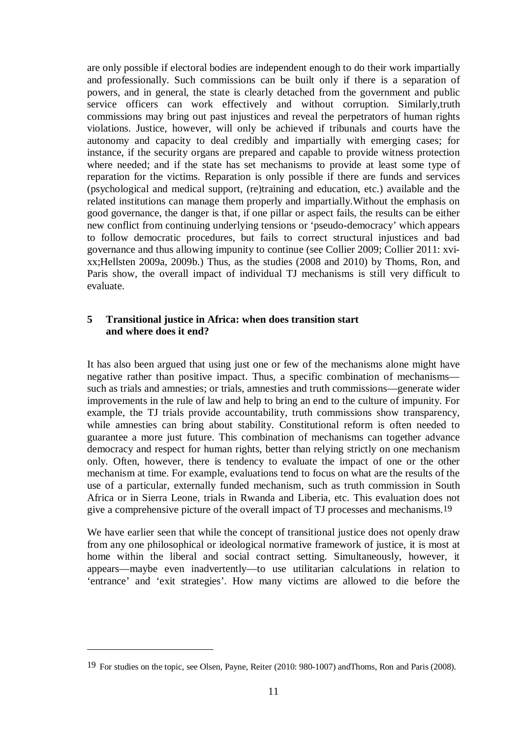are only possible if electoral bodies are independent enough to do their work impartially and professionally. Such commissions can be built only if there is a separation of powers, and in general, the state is clearly detached from the government and public service officers can work effectively and without corruption. Similarly,truth commissions may bring out past injustices and reveal the perpetrators of human rights violations. Justice, however, will only be achieved if tribunals and courts have the autonomy and capacity to deal credibly and impartially with emerging cases; for instance, if the security organs are prepared and capable to provide witness protection where needed; and if the state has set mechanisms to provide at least some type of reparation for the victims. Reparation is only possible if there are funds and services (psychological and medical support, (re)training and education, etc.) available and the related institutions can manage them properly and impartially.Without the emphasis on good governance, the danger is that, if one pillar or aspect fails, the results can be either new conflict from continuing underlying tensions or 'pseudo-democracy' which appears to follow democratic procedures, but fails to correct structural injustices and bad governance and thus allowing impunity to continue (see Collier 2009; Collier 2011: xvi-xx;Hellsten 2009a, 2009b.) Thus, as the studies (2008 and 2010) by Thoms, Ron, and Paris show, the overall impact of individual TJ mechanisms is still very difficult to evaluate.

## 5 Transitional justice in Africa: when does transition start and where does it end?

It has also been argued that using just one or few of the mechanisms alone might have negative rather than positive impact. Thus, a specific combination of mechanisms—such as trials and amnesties; or trials, amnesties and truth commissions—generate wider improvements in the rule of law and help to bring an end to the culture of impunity. For example, the TJ trials provide accountability, truth commissions show transparency, while amnesties can bring about stability. Constitutional reform is often needed to guarantee a more just future. This combination of mechanisms can together advance democracy and respect for human rights, better than relying strictly on one mechanism only. Often, however, there is tendency to evaluate the impact of one or the other mechanism at time. For example, evaluations tend to focus on what are the results of the use of a particular, externally funded mechanism, such as truth commission in South Africa or in Sierra Leone, trials in Rwanda and Liberia, etc. This evaluation does not give a comprehensive picture of the overall impact of TJ processes and mechanisms.[19]

We have earlier seen that while the concept of transitional justice does not openly draw from any one philosophical or ideological normative framework of justice, it is most at home within the liberal and social contract setting. Simultaneously, however, it appears—maybe even inadvertently—to use utilitarian calculations in relation to 'entrance' and 'exit strategies'. How many victims are allowed to die before the

---

[19] For studies on the topic, see Olsen, Payne, Reiter (2010: 980-1007) andThoms, Ron and Paris (2008).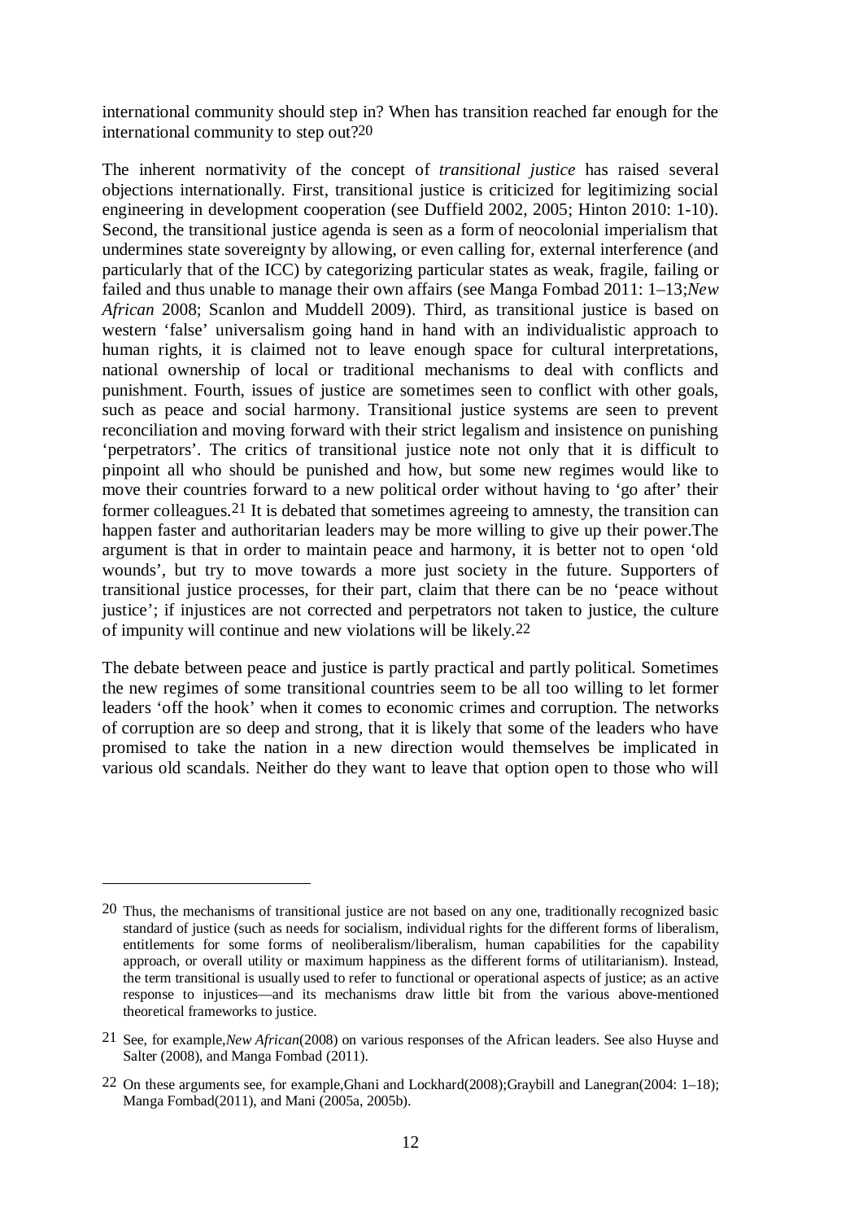international community should step in? When has transition reached far enough for the international community to step out?[20]

The inherent normativity of the concept of *transitional justice* has raised several objections internationally. First, transitional justice is criticized for legitimizing social engineering in development cooperation (see Duffield 2002, 2005; Hinton 2010: 1-10). Second, the transitional justice agenda is seen as a form of neocolonial imperialism that undermines state sovereignty by allowing, or even calling for, external interference (and particularly that of the ICC) by categorizing particular states as weak, fragile, failing or failed and thus unable to manage their own affairs (see Manga Fombad 2011: 1–13;*New African* 2008; Scanlon and Muddell 2009). Third, as transitional justice is based on western 'false' universalism going hand in hand with an individualistic approach to human rights, it is claimed not to leave enough space for cultural interpretations, national ownership of local or traditional mechanisms to deal with conflicts and punishment. Fourth, issues of justice are sometimes seen to conflict with other goals, such as peace and social harmony. Transitional justice systems are seen to prevent reconciliation and moving forward with their strict legalism and insistence on punishing 'perpetrators'. The critics of transitional justice note not only that it is difficult to pinpoint all who should be punished and how, but some new regimes would like to move their countries forward to a new political order without having to 'go after' their former colleagues.[21] It is debated that sometimes agreeing to amnesty, the transition can happen faster and authoritarian leaders may be more willing to give up their power.The argument is that in order to maintain peace and harmony, it is better not to open 'old wounds', but try to move towards a more just society in the future. Supporters of transitional justice processes, for their part, claim that there can be no 'peace without justice'; if injustices are not corrected and perpetrators not taken to justice, the culture of impunity will continue and new violations will be likely.[22]

The debate between peace and justice is partly practical and partly political. Sometimes the new regimes of some transitional countries seem to be all too willing to let former leaders 'off the hook' when it comes to economic crimes and corruption. The networks of corruption are so deep and strong, that it is likely that some of the leaders who have promised to take the nation in a new direction would themselves be implicated in various old scandals. Neither do they want to leave that option open to those who will

---

[20] Thus, the mechanisms of transitional justice are not based on any one, traditionally recognized basic standard of justice (such as needs for socialism, individual rights for the different forms of liberalism, entitlements for some forms of neoliberalism/liberalism, human capabilities for the capability approach, or overall utility or maximum happiness as the different forms of utilitarianism). Instead, the term transitional is usually used to refer to functional or operational aspects of justice; as an active response to injustices—and its mechanisms draw little bit from the various above-mentioned theoretical frameworks to justice.

[21] See, for example,*New African*(2008) on various responses of the African leaders. See also Huyse and Salter (2008), and Manga Fombad (2011).

[22] On these arguments see, for example,Ghani and Lockhard(2008);Graybill and Lanegran(2004: 1–18); Manga Fombad(2011), and Mani (2005a, 2005b).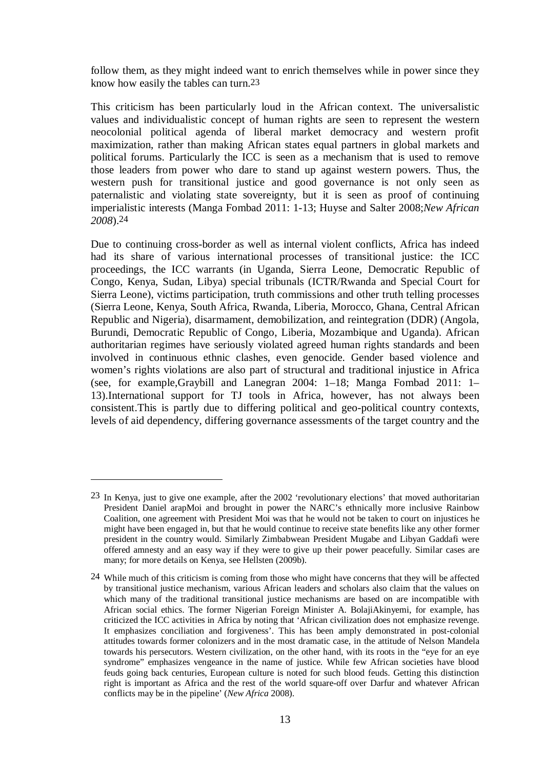follow them, as they might indeed want to enrich themselves while in power since they know how easily the tables can turn.[23]

This criticism has been particularly loud in the African context. The universalistic values and individualistic concept of human rights are seen to represent the western neocolonial political agenda of liberal market democracy and western profit maximization, rather than making African states equal partners in global markets and political forums. Particularly the ICC is seen as a mechanism that is used to remove those leaders from power who dare to stand up against western powers. Thus, the western push for transitional justice and good governance is not only seen as paternalistic and violating state sovereignty, but it is seen as proof of continuing imperialistic interests (Manga Fombad 2011: 1-13; Huyse and Salter 2008;*New African 2008*).[24]

Due to continuing cross-border as well as internal violent conflicts, Africa has indeed had its share of various international processes of transitional justice: the ICC proceedings, the ICC warrants (in Uganda, Sierra Leone, Democratic Republic of Congo, Kenya, Sudan, Libya) special tribunals (ICTR/Rwanda and Special Court for Sierra Leone), victims participation, truth commissions and other truth telling processes (Sierra Leone, Kenya, South Africa, Rwanda, Liberia, Morocco, Ghana, Central African Republic and Nigeria), disarmament, demobilization, and reintegration (DDR) (Angola, Burundi, Democratic Republic of Congo, Liberia, Mozambique and Uganda). African authoritarian regimes have seriously violated agreed human rights standards and been involved in continuous ethnic clashes, even genocide. Gender based violence and women's rights violations are also part of structural and traditional injustice in Africa (see, for example,Graybill and Lanegran 2004: 1–18; Manga Fombad 2011: 1–13).International support for TJ tools in Africa, however, has not always been consistent.This is partly due to differing political and geo-political country contexts, levels of aid dependency, differing governance assessments of the target country and the

---

[23] In Kenya, just to give one example, after the 2002 'revolutionary elections' that moved authoritarian President Daniel arapMoi and brought in power the NARC's ethnically more inclusive Rainbow Coalition, one agreement with President Moi was that he would not be taken to court on injustices he might have been engaged in, but that he would continue to receive state benefits like any other former president in the country would. Similarly Zimbabwean President Mugabe and Libyan Gaddafi were offered amnesty and an easy way if they were to give up their power peacefully. Similar cases are many; for more details on Kenya, see Hellsten (2009b).

[24] While much of this criticism is coming from those who might have concerns that they will be affected by transitional justice mechanism, various African leaders and scholars also claim that the values on which many of the traditional transitional justice mechanisms are based on are incompatible with African social ethics. The former Nigerian Foreign Minister A. BolajiAkinyemi, for example, has criticized the ICC activities in Africa by noting that 'African civilization does not emphasize revenge. It emphasizes conciliation and forgiveness'. This has been amply demonstrated in post-colonial attitudes towards former colonizers and in the most dramatic case, in the attitude of Nelson Mandela towards his persecutors. Western civilization, on the other hand, with its roots in the "eye for an eye syndrome" emphasizes vengeance in the name of justice. While few African societies have blood feuds going back centuries, European culture is noted for such blood feuds. Getting this distinction right is important as Africa and the rest of the world square-off over Darfur and whatever African conflicts may be in the pipeline' (*New Africa* 2008).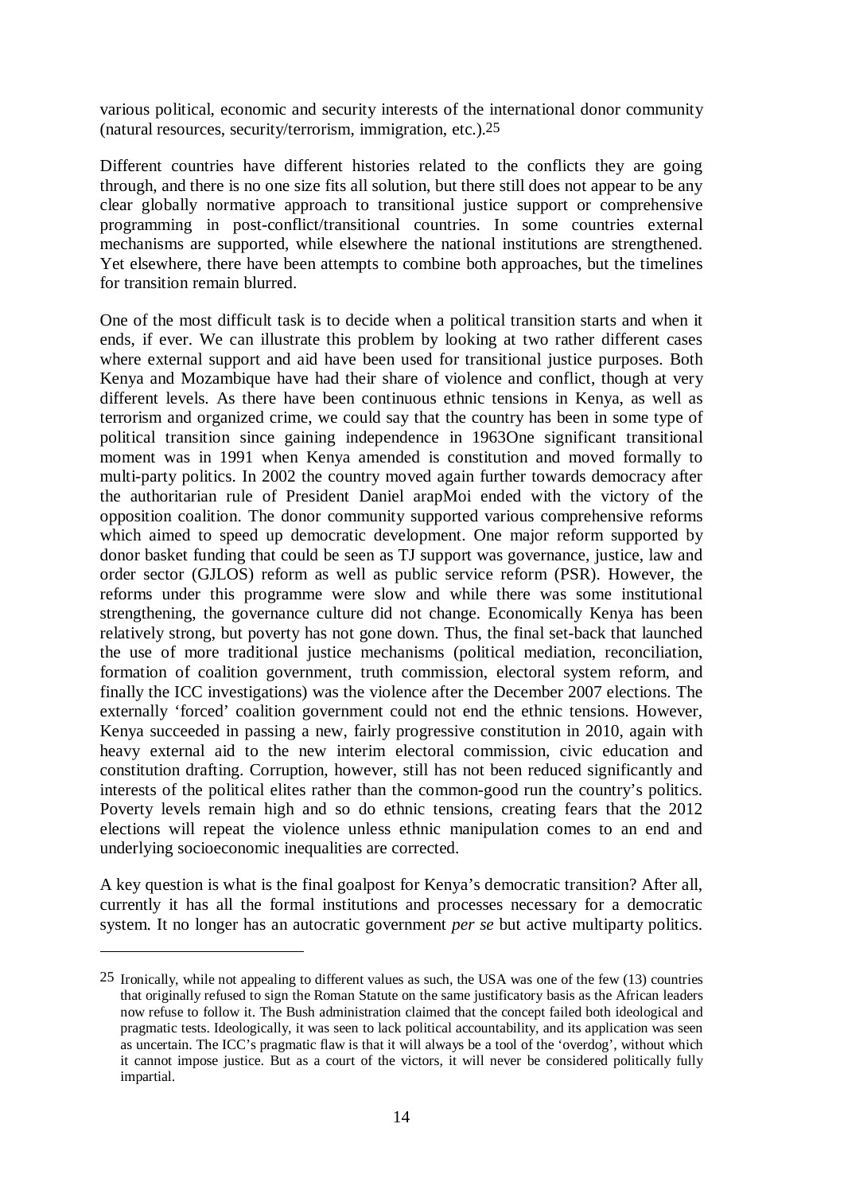various political, economic and security interests of the international donor community (natural resources, security/terrorism, immigration, etc.).[25]

Different countries have different histories related to the conflicts they are going through, and there is no one size fits all solution, but there still does not appear to be any clear globally normative approach to transitional justice support or comprehensive programming in post-conflict/transitional countries. In some countries external mechanisms are supported, while elsewhere the national institutions are strengthened. Yet elsewhere, there have been attempts to combine both approaches, but the timelines for transition remain blurred.

One of the most difficult task is to decide when a political transition starts and when it ends, if ever. We can illustrate this problem by looking at two rather different cases where external support and aid have been used for transitional justice purposes. Both Kenya and Mozambique have had their share of violence and conflict, though at very different levels. As there have been continuous ethnic tensions in Kenya, as well as terrorism and organized crime, we could say that the country has been in some type of political transition since gaining independence in 1963One significant transitional moment was in 1991 when Kenya amended is constitution and moved formally to multi-party politics. In 2002 the country moved again further towards democracy after the authoritarian rule of President Daniel arapMoi ended with the victory of the opposition coalition. The donor community supported various comprehensive reforms which aimed to speed up democratic development. One major reform supported by donor basket funding that could be seen as TJ support was governance, justice, law and order sector (GJLOS) reform as well as public service reform (PSR). However, the reforms under this programme were slow and while there was some institutional strengthening, the governance culture did not change. Economically Kenya has been relatively strong, but poverty has not gone down. Thus, the final set-back that launched the use of more traditional justice mechanisms (political mediation, reconciliation, formation of coalition government, truth commission, electoral system reform, and finally the ICC investigations) was the violence after the December 2007 elections. The externally 'forced' coalition government could not end the ethnic tensions. However, Kenya succeeded in passing a new, fairly progressive constitution in 2010, again with heavy external aid to the new interim electoral commission, civic education and constitution drafting. Corruption, however, still has not been reduced significantly and interests of the political elites rather than the common-good run the country's politics. Poverty levels remain high and so do ethnic tensions, creating fears that the 2012 elections will repeat the violence unless ethnic manipulation comes to an end and underlying socioeconomic inequalities are corrected.

A key question is what is the final goalpost for Kenya's democratic transition? After all, currently it has all the formal institutions and processes necessary for a democratic system. It no longer has an autocratic government *per se* but active multiparty politics.

---

[25] Ironically, while not appealing to different values as such, the USA was one of the few (13) countries that originally refused to sign the Roman Statute on the same justificatory basis as the African leaders now refuse to follow it. The Bush administration claimed that the concept failed both ideological and pragmatic tests. Ideologically, it was seen to lack political accountability, and its application was seen as uncertain. The ICC's pragmatic flaw is that it will always be a tool of the 'overdog', without which it cannot impose justice. But as a court of the victors, it will never be considered politically fully impartial.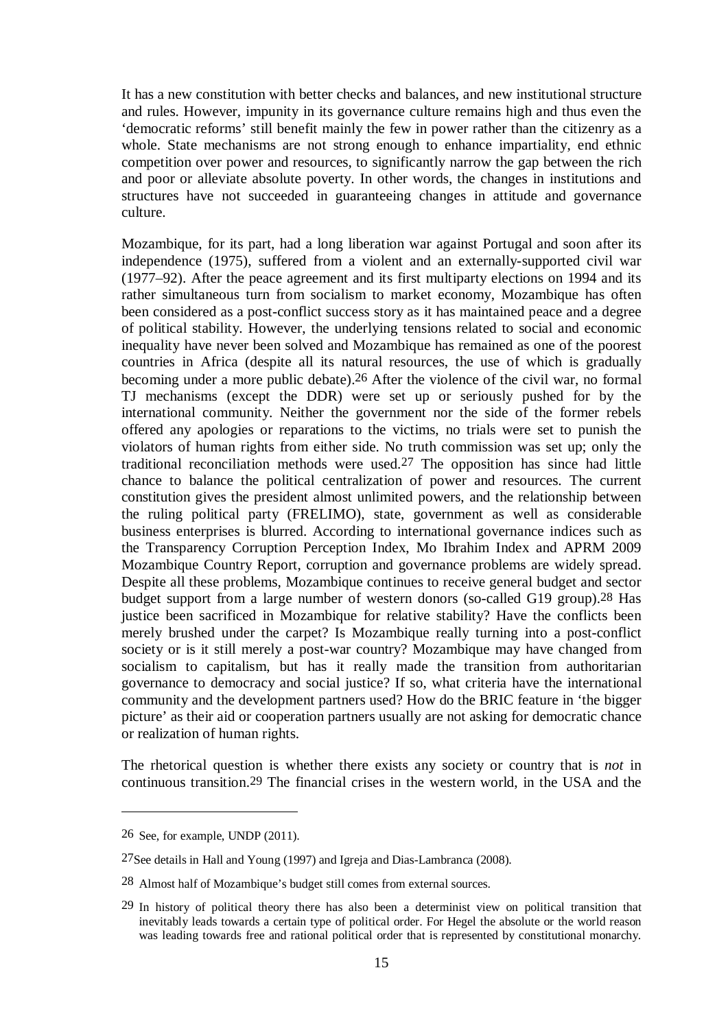It has a new constitution with better checks and balances, and new institutional structure and rules. However, impunity in its governance culture remains high and thus even the 'democratic reforms' still benefit mainly the few in power rather than the citizenry as a whole. State mechanisms are not strong enough to enhance impartiality, end ethnic competition over power and resources, to significantly narrow the gap between the rich and poor or alleviate absolute poverty. In other words, the changes in institutions and structures have not succeeded in guaranteeing changes in attitude and governance culture.

Mozambique, for its part, had a long liberation war against Portugal and soon after its independence (1975), suffered from a violent and an externally-supported civil war (1977–92). After the peace agreement and its first multiparty elections on 1994 and its rather simultaneous turn from socialism to market economy, Mozambique has often been considered as a post-conflict success story as it has maintained peace and a degree of political stability. However, the underlying tensions related to social and economic inequality have never been solved and Mozambique has remained as one of the poorest countries in Africa (despite all its natural resources, the use of which is gradually becoming under a more public debate).[26] After the violence of the civil war, no formal TJ mechanisms (except the DDR) were set up or seriously pushed for by the international community. Neither the government nor the side of the former rebels offered any apologies or reparations to the victims, no trials were set to punish the violators of human rights from either side. No truth commission was set up; only the traditional reconciliation methods were used.[27] The opposition has since had little chance to balance the political centralization of power and resources. The current constitution gives the president almost unlimited powers, and the relationship between the ruling political party (FRELIMO), state, government as well as considerable business enterprises is blurred. According to international governance indices such as the Transparency Corruption Perception Index, Mo Ibrahim Index and APRM 2009 Mozambique Country Report, corruption and governance problems are widely spread. Despite all these problems, Mozambique continues to receive general budget and sector budget support from a large number of western donors (so-called G19 group).[28] Has justice been sacrificed in Mozambique for relative stability? Have the conflicts been merely brushed under the carpet? Is Mozambique really turning into a post-conflict society or is it still merely a post-war country? Mozambique may have changed from socialism to capitalism, but has it really made the transition from authoritarian governance to democracy and social justice? If so, what criteria have the international community and the development partners used? How do the BRIC feature in 'the bigger picture' as their aid or cooperation partners usually are not asking for democratic chance or realization of human rights.

The rhetorical question is whether there exists any society or country that is *not* in continuous transition.[29] The financial crises in the western world, in the USA and the

---

[26] See, for example, UNDP (2011).

[27] See details in Hall and Young (1997) and Igreja and Dias-Lambranca (2008).

[28] Almost half of Mozambique's budget still comes from external sources.

[29] In history of political theory there has also been a determinist view on political transition that inevitably leads towards a certain type of political order. For Hegel the absolute or the world reason was leading towards free and rational political order that is represented by constitutional monarchy.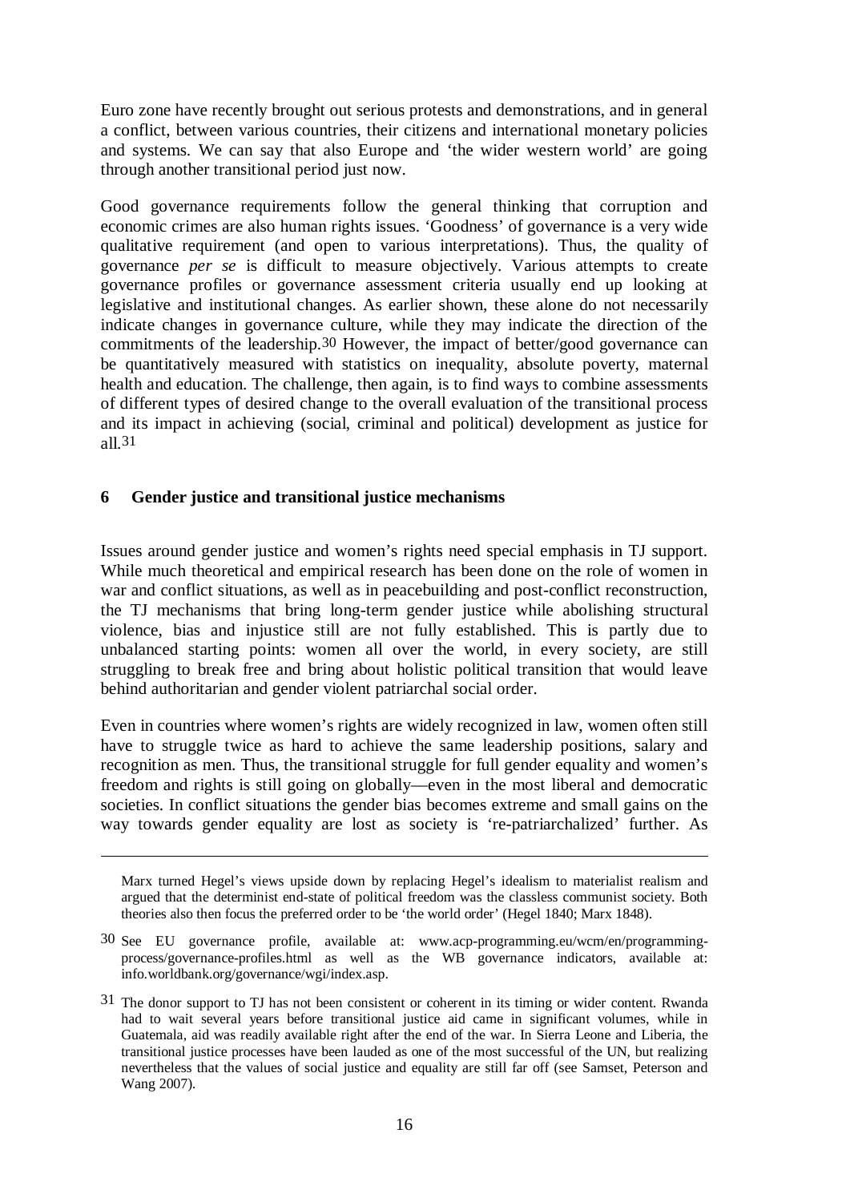Euro zone have recently brought out serious protests and demonstrations, and in general a conflict, between various countries, their citizens and international monetary policies and systems. We can say that also Europe and 'the wider western world' are going through another transitional period just now.

Good governance requirements follow the general thinking that corruption and economic crimes are also human rights issues. 'Goodness' of governance is a very wide qualitative requirement (and open to various interpretations). Thus, the quality of governance *per se* is difficult to measure objectively. Various attempts to create governance profiles or governance assessment criteria usually end up looking at legislative and institutional changes. As earlier shown, these alone do not necessarily indicate changes in governance culture, while they may indicate the direction of the commitments of the leadership.[30] However, the impact of better/good governance can be quantitatively measured with statistics on inequality, absolute poverty, maternal health and education. The challenge, then again, is to find ways to combine assessments of different types of desired change to the overall evaluation of the transitional process and its impact in achieving (social, criminal and political) development as justice for all.[31]

## 6 Gender justice and transitional justice mechanisms

Issues around gender justice and women's rights need special emphasis in TJ support. While much theoretical and empirical research has been done on the role of women in war and conflict situations, as well as in peacebuilding and post-conflict reconstruction, the TJ mechanisms that bring long-term gender justice while abolishing structural violence, bias and injustice still are not fully established. This is partly due to unbalanced starting points: women all over the world, in every society, are still struggling to break free and bring about holistic political transition that would leave behind authoritarian and gender violent patriarchal social order.

Even in countries where women's rights are widely recognized in law, women often still have to struggle twice as hard to achieve the same leadership positions, salary and recognition as men. Thus, the transitional struggle for full gender equality and women's freedom and rights is still going on globally—even in the most liberal and democratic societies. In conflict situations the gender bias becomes extreme and small gains on the way towards gender equality are lost as society is 're-patriarchalized' further. As

---

Marx turned Hegel's views upside down by replacing Hegel's idealism to materialist realism and argued that the determinist end-state of political freedom was the classless communist society. Both theories also then focus the preferred order to be 'the world order' (Hegel 1840; Marx 1848).

[30] See EU governance profile, available at: www.acp-programming.eu/wcm/en/programming-process/governance-profiles.html as well as the WB governance indicators, available at: info.worldbank.org/governance/wgi/index.asp.

[31] The donor support to TJ has not been consistent or coherent in its timing or wider content. Rwanda had to wait several years before transitional justice aid came in significant volumes, while in Guatemala, aid was readily available right after the end of the war. In Sierra Leone and Liberia, the transitional justice processes have been lauded as one of the most successful of the UN, but realizing nevertheless that the values of social justice and equality are still far off (see Samset, Peterson and Wang 2007).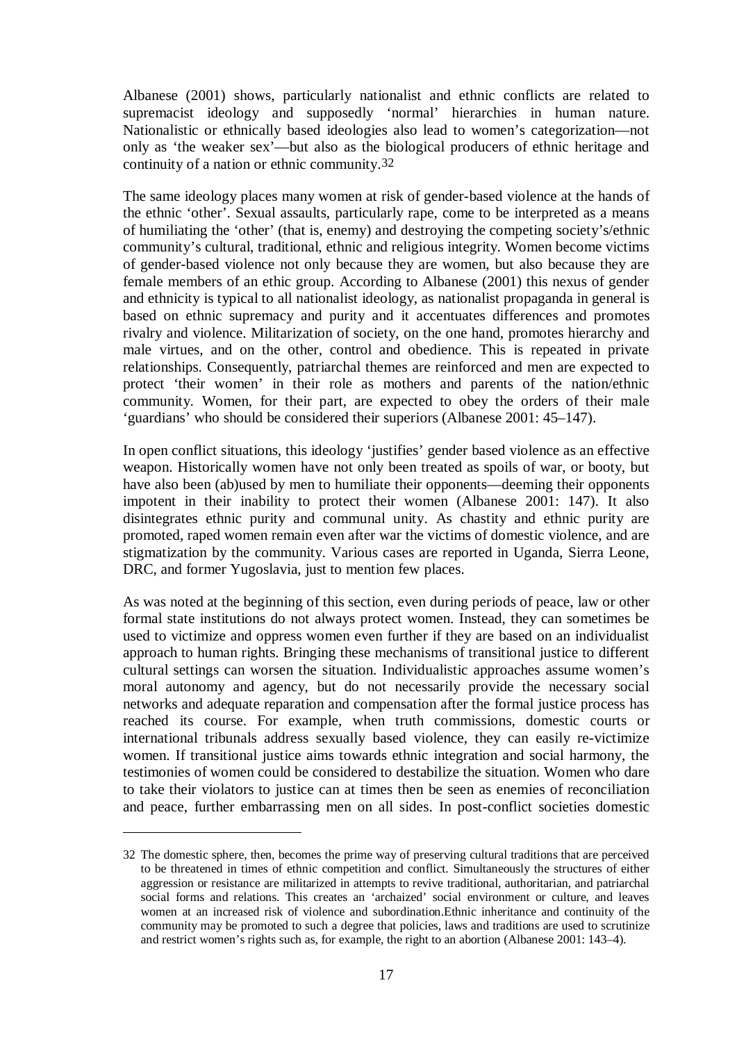Albanese (2001) shows, particularly nationalist and ethnic conflicts are related to supremacist ideology and supposedly 'normal' hierarchies in human nature. Nationalistic or ethnically based ideologies also lead to women's categorization—not only as 'the weaker sex'—but also as the biological producers of ethnic heritage and continuity of a nation or ethnic community.[32]

The same ideology places many women at risk of gender-based violence at the hands of the ethnic 'other'. Sexual assaults, particularly rape, come to be interpreted as a means of humiliating the 'other' (that is, enemy) and destroying the competing society's/ethnic community's cultural, traditional, ethnic and religious integrity. Women become victims of gender-based violence not only because they are women, but also because they are female members of an ethic group. According to Albanese (2001) this nexus of gender and ethnicity is typical to all nationalist ideology, as nationalist propaganda in general is based on ethnic supremacy and purity and it accentuates differences and promotes rivalry and violence. Militarization of society, on the one hand, promotes hierarchy and male virtues, and on the other, control and obedience. This is repeated in private relationships. Consequently, patriarchal themes are reinforced and men are expected to protect 'their women' in their role as mothers and parents of the nation/ethnic community. Women, for their part, are expected to obey the orders of their male 'guardians' who should be considered their superiors (Albanese 2001: 45–147).

In open conflict situations, this ideology 'justifies' gender based violence as an effective weapon. Historically women have not only been treated as spoils of war, or booty, but have also been (ab)used by men to humiliate their opponents—deeming their opponents impotent in their inability to protect their women (Albanese 2001: 147). It also disintegrates ethnic purity and communal unity. As chastity and ethnic purity are promoted, raped women remain even after war the victims of domestic violence, and are stigmatization by the community. Various cases are reported in Uganda, Sierra Leone, DRC, and former Yugoslavia, just to mention few places.

As was noted at the beginning of this section, even during periods of peace, law or other formal state institutions do not always protect women. Instead, they can sometimes be used to victimize and oppress women even further if they are based on an individualist approach to human rights. Bringing these mechanisms of transitional justice to different cultural settings can worsen the situation. Individualistic approaches assume women's moral autonomy and agency, but do not necessarily provide the necessary social networks and adequate reparation and compensation after the formal justice process has reached its course. For example, when truth commissions, domestic courts or international tribunals address sexually based violence, they can easily re-victimize women. If transitional justice aims towards ethnic integration and social harmony, the testimonies of women could be considered to destabilize the situation. Women who dare to take their violators to justice can at times then be seen as enemies of reconciliation and peace, further embarrassing men on all sides. In post-conflict societies domestic

[32] The domestic sphere, then, becomes the prime way of preserving cultural traditions that are perceived to be threatened in times of ethnic competition and conflict. Simultaneously the structures of either aggression or resistance are militarized in attempts to revive traditional, authoritarian, and patriarchal social forms and relations. This creates an 'archaized' social environment or culture, and leaves women at an increased risk of violence and subordination.Ethnic inheritance and continuity of the community may be promoted to such a degree that policies, laws and traditions are used to scrutinize and restrict women's rights such as, for example, the right to an abortion (Albanese 2001: 143–4).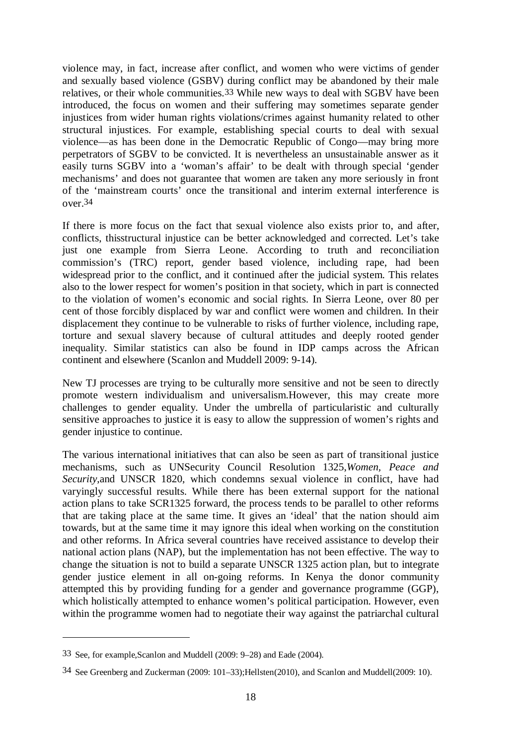violence may, in fact, increase after conflict, and women who were victims of gender and sexually based violence (GSBV) during conflict may be abandoned by their male relatives, or their whole communities.[33] While new ways to deal with SGBV have been introduced, the focus on women and their suffering may sometimes separate gender injustices from wider human rights violations/crimes against humanity related to other structural injustices. For example, establishing special courts to deal with sexual violence—as has been done in the Democratic Republic of Congo—may bring more perpetrators of SGBV to be convicted. It is nevertheless an unsustainable answer as it easily turns SGBV into a 'woman's affair' to be dealt with through special 'gender mechanisms' and does not guarantee that women are taken any more seriously in front of the 'mainstream courts' once the transitional and interim external interference is over.[34]

If there is more focus on the fact that sexual violence also exists prior to, and after, conflicts, thisstructural injustice can be better acknowledged and corrected. Let's take just one example from Sierra Leone. According to truth and reconciliation commission's (TRC) report, gender based violence, including rape, had been widespread prior to the conflict, and it continued after the judicial system. This relates also to the lower respect for women's position in that society, which in part is connected to the violation of women's economic and social rights. In Sierra Leone, over 80 per cent of those forcibly displaced by war and conflict were women and children. In their displacement they continue to be vulnerable to risks of further violence, including rape, torture and sexual slavery because of cultural attitudes and deeply rooted gender inequality. Similar statistics can also be found in IDP camps across the African continent and elsewhere (Scanlon and Muddell 2009: 9-14).

New TJ processes are trying to be culturally more sensitive and not be seen to directly promote western individualism and universalism.However, this may create more challenges to gender equality. Under the umbrella of particularistic and culturally sensitive approaches to justice it is easy to allow the suppression of women's rights and gender injustice to continue.

The various international initiatives that can also be seen as part of transitional justice mechanisms, such as UNSecurity Council Resolution 1325,*Women, Peace and Security*,and UNSCR 1820, which condemns sexual violence in conflict, have had varyingly successful results. While there has been external support for the national action plans to take SCR1325 forward, the process tends to be parallel to other reforms that are taking place at the same time. It gives an 'ideal' that the nation should aim towards, but at the same time it may ignore this ideal when working on the constitution and other reforms. In Africa several countries have received assistance to develop their national action plans (NAP), but the implementation has not been effective. The way to change the situation is not to build a separate UNSCR 1325 action plan, but to integrate gender justice element in all on-going reforms. In Kenya the donor community attempted this by providing funding for a gender and governance programme (GGP), which holistically attempted to enhance women's political participation. However, even within the programme women had to negotiate their way against the patriarchal cultural

---

[33] See, for example,Scanlon and Muddell (2009: 9–28) and Eade (2004).

[34] See Greenberg and Zuckerman (2009: 101–33);Hellsten(2010), and Scanlon and Muddell(2009: 10).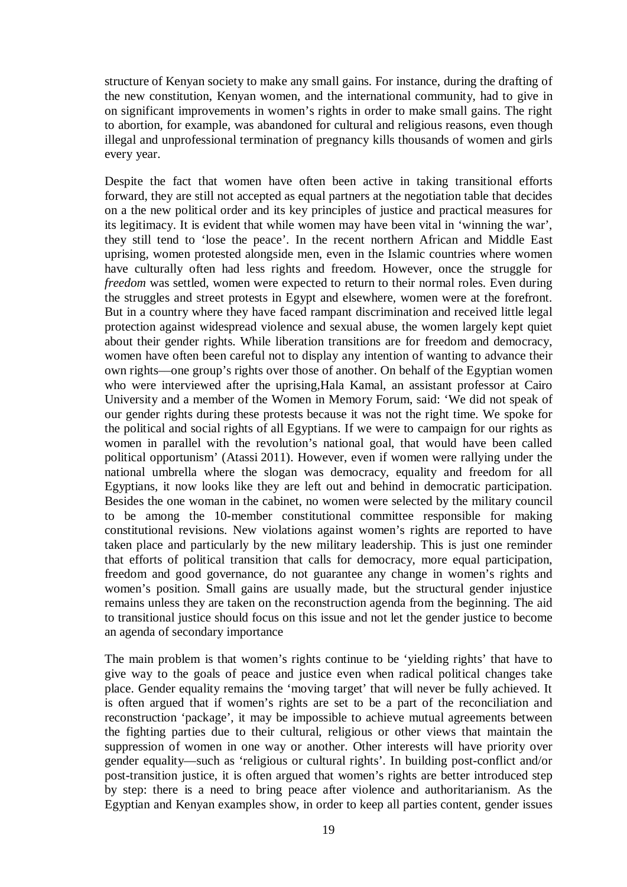structure of Kenyan society to make any small gains. For instance, during the drafting of the new constitution, Kenyan women, and the international community, had to give in on significant improvements in women's rights in order to make small gains. The right to abortion, for example, was abandoned for cultural and religious reasons, even though illegal and unprofessional termination of pregnancy kills thousands of women and girls every year.

Despite the fact that women have often been active in taking transitional efforts forward, they are still not accepted as equal partners at the negotiation table that decides on a the new political order and its key principles of justice and practical measures for its legitimacy. It is evident that while women may have been vital in 'winning the war', they still tend to 'lose the peace'. In the recent northern African and Middle East uprising, women protested alongside men, even in the Islamic countries where women have culturally often had less rights and freedom. However, once the struggle for *freedom* was settled, women were expected to return to their normal roles. Even during the struggles and street protests in Egypt and elsewhere, women were at the forefront. But in a country where they have faced rampant discrimination and received little legal protection against widespread violence and sexual abuse, the women largely kept quiet about their gender rights. While liberation transitions are for freedom and democracy, women have often been careful not to display any intention of wanting to advance their own rights—one group's rights over those of another. On behalf of the Egyptian women who were interviewed after the uprising,Hala Kamal, an assistant professor at Cairo University and a member of the Women in Memory Forum, said: 'We did not speak of our gender rights during these protests because it was not the right time. We spoke for the political and social rights of all Egyptians. If we were to campaign for our rights as women in parallel with the revolution's national goal, that would have been called political opportunism' (Atassi 2011). However, even if women were rallying under the national umbrella where the slogan was democracy, equality and freedom for all Egyptians, it now looks like they are left out and behind in democratic participation. Besides the one woman in the cabinet, no women were selected by the military council to be among the 10-member constitutional committee responsible for making constitutional revisions. New violations against women's rights are reported to have taken place and particularly by the new military leadership. This is just one reminder that efforts of political transition that calls for democracy, more equal participation, freedom and good governance, do not guarantee any change in women's rights and women's position. Small gains are usually made, but the structural gender injustice remains unless they are taken on the reconstruction agenda from the beginning. The aid to transitional justice should focus on this issue and not let the gender justice to become an agenda of secondary importance

The main problem is that women's rights continue to be 'yielding rights' that have to give way to the goals of peace and justice even when radical political changes take place. Gender equality remains the 'moving target' that will never be fully achieved. It is often argued that if women's rights are set to be a part of the reconciliation and reconstruction 'package', it may be impossible to achieve mutual agreements between the fighting parties due to their cultural, religious or other views that maintain the suppression of women in one way or another. Other interests will have priority over gender equality—such as 'religious or cultural rights'. In building post-conflict and/or post-transition justice, it is often argued that women's rights are better introduced step by step: there is a need to bring peace after violence and authoritarianism. As the Egyptian and Kenyan examples show, in order to keep all parties content, gender issues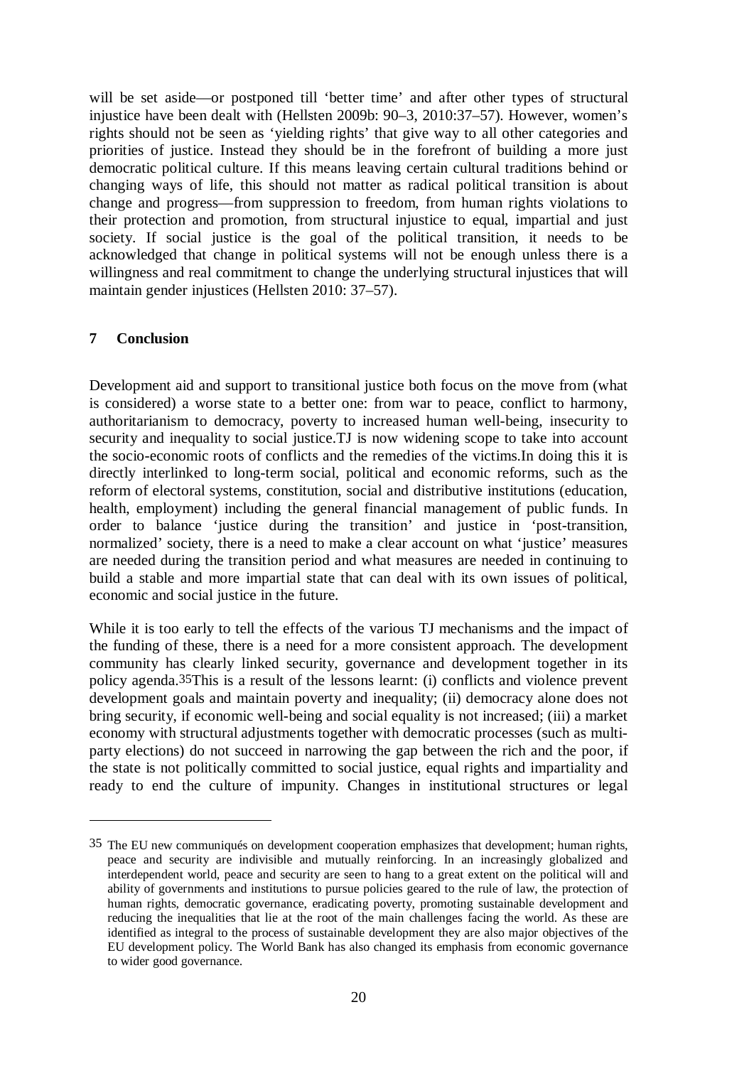will be set aside—or postponed till 'better time' and after other types of structural injustice have been dealt with (Hellsten 2009b: 90–3, 2010:37–57). However, women's rights should not be seen as 'yielding rights' that give way to all other categories and priorities of justice. Instead they should be in the forefront of building a more just democratic political culture. If this means leaving certain cultural traditions behind or changing ways of life, this should not matter as radical political transition is about change and progress—from suppression to freedom, from human rights violations to their protection and promotion, from structural injustice to equal, impartial and just society. If social justice is the goal of the political transition, it needs to be acknowledged that change in political systems will not be enough unless there is a willingness and real commitment to change the underlying structural injustices that will maintain gender injustices (Hellsten 2010: 37–57).

## 7 Conclusion

Development aid and support to transitional justice both focus on the move from (what is considered) a worse state to a better one: from war to peace, conflict to harmony, authoritarianism to democracy, poverty to increased human well-being, insecurity to security and inequality to social justice.TJ is now widening scope to take into account the socio-economic roots of conflicts and the remedies of the victims.In doing this it is directly interlinked to long-term social, political and economic reforms, such as the reform of electoral systems, constitution, social and distributive institutions (education, health, employment) including the general financial management of public funds. In order to balance 'justice during the transition' and justice in 'post-transition, normalized' society, there is a need to make a clear account on what 'justice' measures are needed during the transition period and what measures are needed in continuing to build a stable and more impartial state that can deal with its own issues of political, economic and social justice in the future.

While it is too early to tell the effects of the various TJ mechanisms and the impact of the funding of these, there is a need for a more consistent approach. The development community has clearly linked security, governance and development together in its policy agenda.[35]This is a result of the lessons learnt: (i) conflicts and violence prevent development goals and maintain poverty and inequality; (ii) democracy alone does not bring security, if economic well-being and social equality is not increased; (iii) a market economy with structural adjustments together with democratic processes (such as multi-party elections) do not succeed in narrowing the gap between the rich and the poor, if the state is not politically committed to social justice, equal rights and impartiality and ready to end the culture of impunity. Changes in institutional structures or legal

---

[35] The EU new communiqués on development cooperation emphasizes that development; human rights, peace and security are indivisible and mutually reinforcing. In an increasingly globalized and interdependent world, peace and security are seen to hang to a great extent on the political will and ability of governments and institutions to pursue policies geared to the rule of law, the protection of human rights, democratic governance, eradicating poverty, promoting sustainable development and reducing the inequalities that lie at the root of the main challenges facing the world. As these are identified as integral to the process of sustainable development they are also major objectives of the EU development policy. The World Bank has also changed its emphasis from economic governance to wider good governance.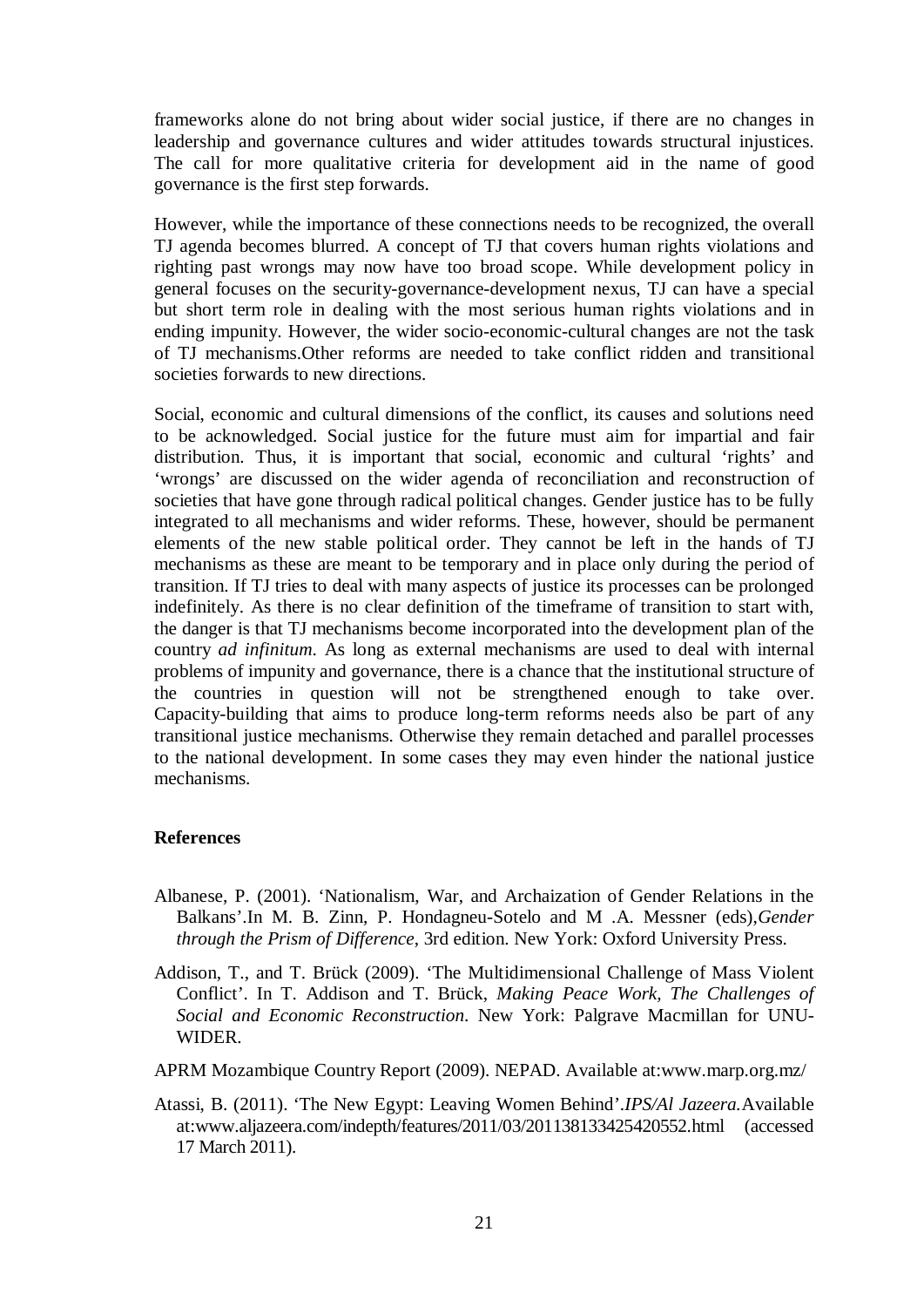frameworks alone do not bring about wider social justice, if there are no changes in leadership and governance cultures and wider attitudes towards structural injustices. The call for more qualitative criteria for development aid in the name of good governance is the first step forwards.

However, while the importance of these connections needs to be recognized, the overall TJ agenda becomes blurred. A concept of TJ that covers human rights violations and righting past wrongs may now have too broad scope. While development policy in general focuses on the security-governance-development nexus, TJ can have a special but short term role in dealing with the most serious human rights violations and in ending impunity. However, the wider socio-economic-cultural changes are not the task of TJ mechanisms.Other reforms are needed to take conflict ridden and transitional societies forwards to new directions.

Social, economic and cultural dimensions of the conflict, its causes and solutions need to be acknowledged. Social justice for the future must aim for impartial and fair distribution. Thus, it is important that social, economic and cultural 'rights' and 'wrongs' are discussed on the wider agenda of reconciliation and reconstruction of societies that have gone through radical political changes. Gender justice has to be fully integrated to all mechanisms and wider reforms. These, however, should be permanent elements of the new stable political order. They cannot be left in the hands of TJ mechanisms as these are meant to be temporary and in place only during the period of transition. If TJ tries to deal with many aspects of justice its processes can be prolonged indefinitely. As there is no clear definition of the timeframe of transition to start with, the danger is that TJ mechanisms become incorporated into the development plan of the country *ad infinitum*. As long as external mechanisms are used to deal with internal problems of impunity and governance, there is a chance that the institutional structure of the countries in question will not be strengthened enough to take over. Capacity-building that aims to produce long-term reforms needs also be part of any transitional justice mechanisms. Otherwise they remain detached and parallel processes to the national development. In some cases they may even hinder the national justice mechanisms.

## References

Albanese, P. (2001). 'Nationalism, War, and Archaization of Gender Relations in the Balkans'.In M. B. Zinn, P. Hondagneu-Sotelo and M .A. Messner (eds),*Gender through the Prism of Difference*, 3rd edition. New York: Oxford University Press.

Addison, T., and T. Brück (2009). 'The Multidimensional Challenge of Mass Violent Conflict'. In T. Addison and T. Brück, *Making Peace Work, The Challenges of Social and Economic Reconstruction*. New York: Palgrave Macmillan for UNU-WIDER.

APRM Mozambique Country Report (2009). NEPAD. Available at:www.marp.org.mz/

Atassi, B. (2011). 'The New Egypt: Leaving Women Behind'.*IPS/Al Jazeera.*Available at:www.aljazeera.com/indepth/features/2011/03/201138133425420552.html (accessed 17 March 2011).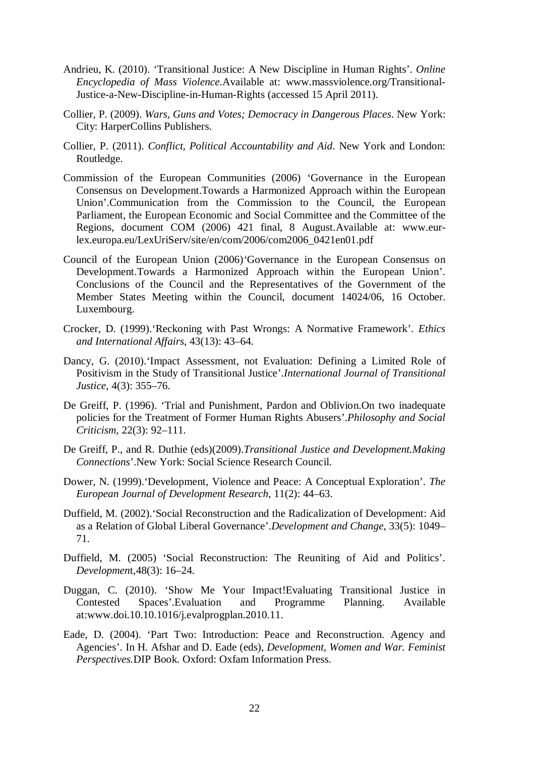Andrieu, K. (2010). 'Transitional Justice: A New Discipline in Human Rights'. *Online Encyclopedia of Mass Violence*.Available at: www.massviolence.org/Transitional-Justice-a-New-Discipline-in-Human-Rights (accessed 15 April 2011).

Collier, P. (2009). *Wars, Guns and Votes; Democracy in Dangerous Places*. New York: City: HarperCollins Publishers.

Collier, P. (2011). *Conflict, Political Accountability and Aid*. New York and London: Routledge.

Commission of the European Communities (2006) 'Governance in the European Consensus on Development.Towards a Harmonized Approach within the European Union'.Communication from the Commission to the Council, the European Parliament, the European Economic and Social Committee and the Committee of the Regions, document COM (2006) 421 final, 8 August.Available at: www.eur-lex.europa.eu/LexUriServ/site/en/com/2006/com2006_0421en01.pdf

Council of the European Union (2006)'Governance in the European Consensus on Development.Towards a Harmonized Approach within the European Union'. Conclusions of the Council and the Representatives of the Government of the Member States Meeting within the Council, document 14024/06, 16 October. Luxembourg.

Crocker, D. (1999).'Reckoning with Past Wrongs: A Normative Framework'. *Ethics and International Affairs*, 43(13): 43–64.

Dancy, G. (2010).'Impact Assessment, not Evaluation: Defining a Limited Role of Positivism in the Study of Transitional Justice'.*International Journal of Transitional Justice*, 4(3): 355–76.

De Greiff, P. (1996). 'Trial and Punishment, Pardon and Oblivion.On two inadequate policies for the Treatment of Former Human Rights Abusers'.*Philosophy and Social Criticism*, 22(3): 92–111.

De Greiff, P., and R. Duthie (eds)(2009).*Transitional Justice and Development.Making Connections*'.New York: Social Science Research Council.

Dower, N. (1999).'Development, Violence and Peace: A Conceptual Exploration'. *The European Journal of Development Research*, 11(2): 44–63.

Duffield, M. (2002).'Social Reconstruction and the Radicalization of Development: Aid as a Relation of Global Liberal Governance'.*Development and Change*, 33(5): 1049–71.

Duffield, M. (2005) 'Social Reconstruction: The Reuniting of Aid and Politics'. *Development*,48(3): 16–24.

Duggan, C. (2010). 'Show Me Your Impact!Evaluating Transitional Justice in Contested Spaces'.Evaluation and Programme Planning. Available at:www.doi.10.10.1016/j.evalprogplan.2010.11.

Eade, D. (2004). 'Part Two: Introduction: Peace and Reconstruction. Agency and Agencies'. In H. Afshar and D. Eade (eds), *Development, Women and War. Feminist Perspectives.*DIP Book. Oxford: Oxfam Information Press.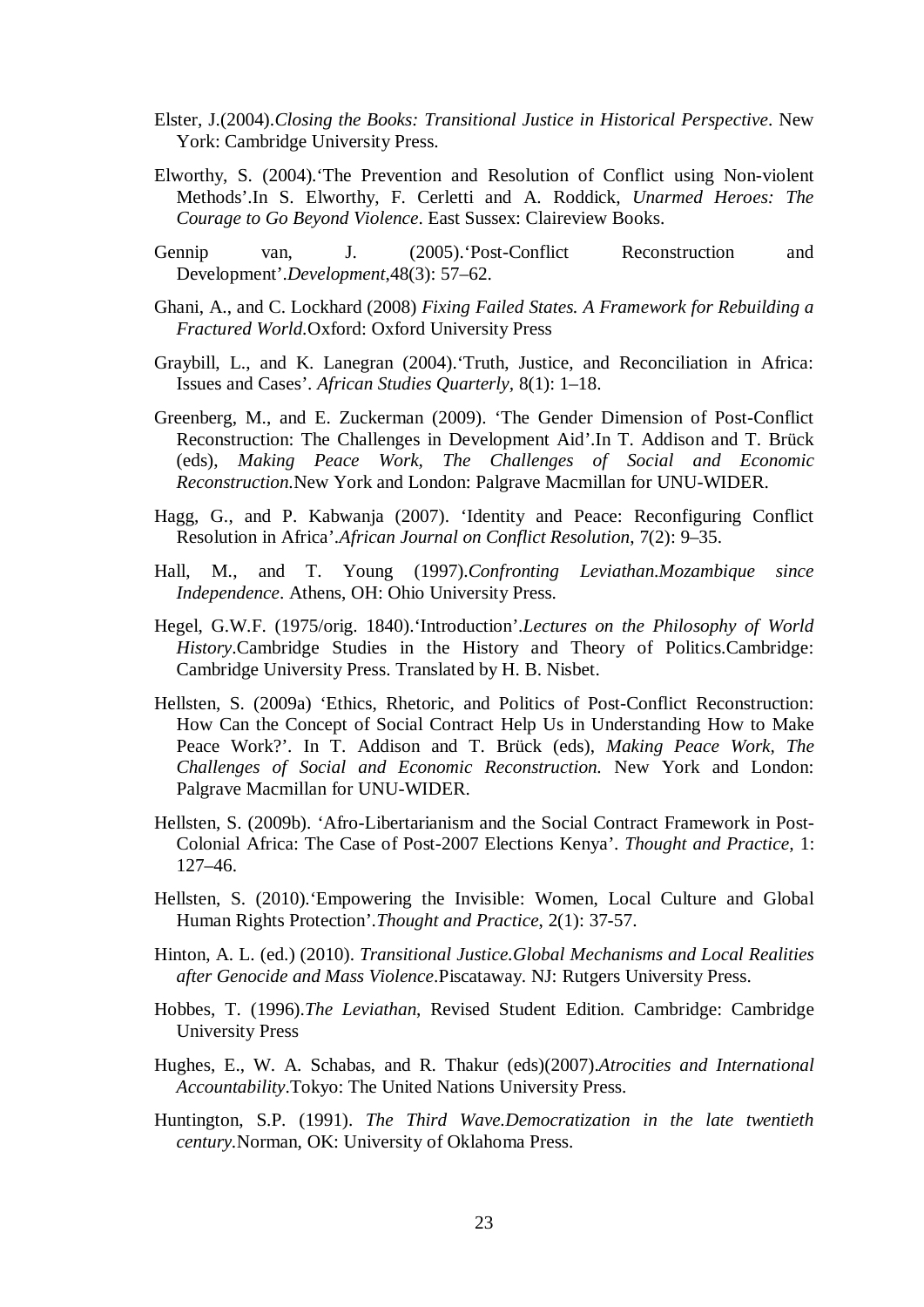Elster, J.(2004).*Closing the Books: Transitional Justice in Historical Perspective*. New York: Cambridge University Press.

Elworthy, S. (2004).'The Prevention and Resolution of Conflict using Non-violent Methods'.In S. Elworthy, F. Cerletti and A. Roddick, *Unarmed Heroes: The Courage to Go Beyond Violence*. East Sussex: Claireview Books.

Gennip van, J. (2005).'Post-Conflict Reconstruction and Development'.*Development*,48(3): 57–62.

Ghani, A., and C. Lockhard (2008) *Fixing Failed States. A Framework for Rebuilding a Fractured World.*Oxford: Oxford University Press

Graybill, L., and K. Lanegran (2004).'Truth, Justice, and Reconciliation in Africa: Issues and Cases'. *African Studies Quarterly,* 8(1): 1–18.

Greenberg, M., and E. Zuckerman (2009). 'The Gender Dimension of Post-Conflict Reconstruction: The Challenges in Development Aid'.In T. Addison and T. Brück (eds), *Making Peace Work, The Challenges of Social and Economic Reconstruction.*New York and London: Palgrave Macmillan for UNU-WIDER.

Hagg, G., and P. Kabwanja (2007). 'Identity and Peace: Reconfiguring Conflict Resolution in Africa'.*African Journal on Conflict Resolution*, 7(2): 9–35.

Hall, M., and T. Young (1997).*Confronting Leviathan.Mozambique since Independence*. Athens, OH: Ohio University Press.

Hegel, G.W.F. (1975/orig. 1840).'Introduction'.*Lectures on the Philosophy of World History*.Cambridge Studies in the History and Theory of Politics.Cambridge: Cambridge University Press. Translated by H. B. Nisbet.

Hellsten, S. (2009a) 'Ethics, Rhetoric, and Politics of Post-Conflict Reconstruction: How Can the Concept of Social Contract Help Us in Understanding How to Make Peace Work?'. In T. Addison and T. Brück (eds), *Making Peace Work, The Challenges of Social and Economic Reconstruction.* New York and London: Palgrave Macmillan for UNU-WIDER.

Hellsten, S. (2009b). 'Afro-Libertarianism and the Social Contract Framework in Post-Colonial Africa: The Case of Post-2007 Elections Kenya'. *Thought and Practice*, 1: 127–46.

Hellsten, S. (2010).'Empowering the Invisible: Women, Local Culture and Global Human Rights Protection'.*Thought and Practice*, 2(1): 37-57.

Hinton, A. L. (ed.) (2010). *Transitional Justice.Global Mechanisms and Local Realities after Genocide and Mass Violence*.Piscataway. NJ: Rutgers University Press.

Hobbes, T. (1996).*The Leviathan*, Revised Student Edition. Cambridge: Cambridge University Press

Hughes, E., W. A. Schabas, and R. Thakur (eds)(2007).*Atrocities and International Accountability*.Tokyo: The United Nations University Press.

Huntington, S.P. (1991). *The Third Wave.Democratization in the late twentieth century.*Norman, OK: University of Oklahoma Press.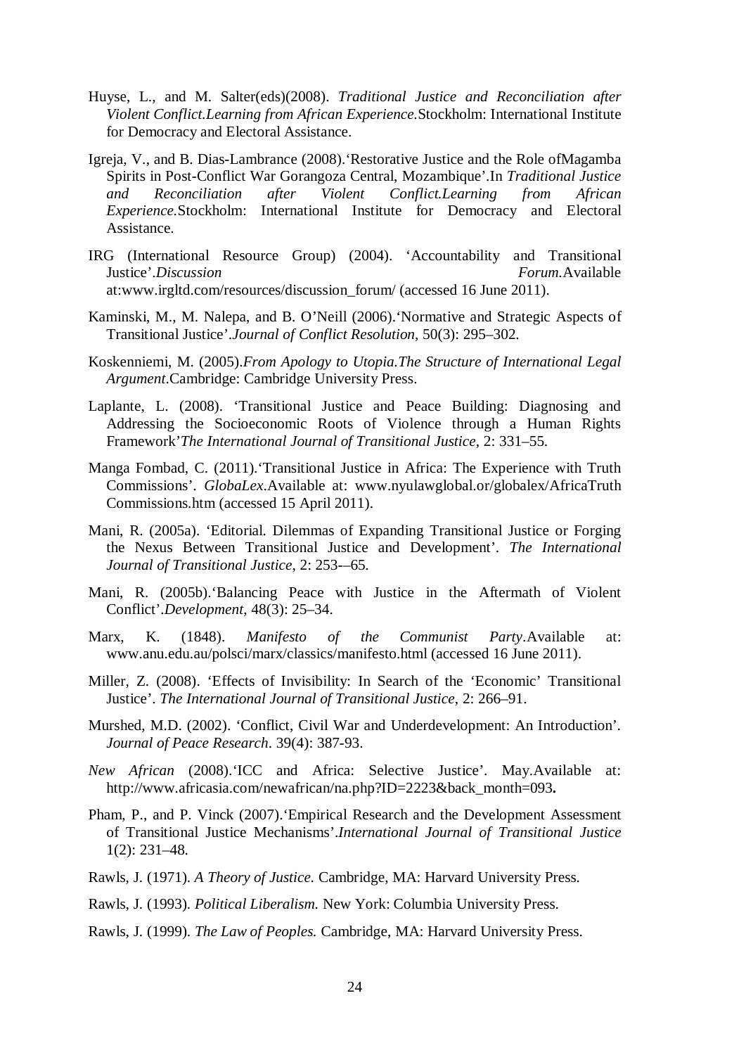Huyse, L., and M. Salter(eds)(2008). *Traditional Justice and Reconciliation after Violent Conflict.Learning from African Experience*.Stockholm: International Institute for Democracy and Electoral Assistance.

Igreja, V., and B. Dias-Lambrance (2008).'Restorative Justice and the Role ofMagamba Spirits in Post-Conflict War Gorangoza Central, Mozambique'.In *Traditional Justice and Reconciliation after Violent Conflict.Learning from African Experience*.Stockholm: International Institute for Democracy and Electoral Assistance.

IRG (International Resource Group) (2004). 'Accountability and Transitional Justice'.*Discussion Forum*.Available at:www.irgltd.com/resources/discussion_forum/ (accessed 16 June 2011).

Kaminski, M., M. Nalepa, and B. O'Neill (2006).'Normative and Strategic Aspects of Transitional Justice'.*Journal of Conflict Resolution*, 50(3): 295–302.

Koskenniemi, M. (2005).*From Apology to Utopia.The Structure of International Legal Argument*.Cambridge: Cambridge University Press.

Laplante, L. (2008). 'Transitional Justice and Peace Building: Diagnosing and Addressing the Socioeconomic Roots of Violence through a Human Rights Framework'*The International Journal of Transitional Justice*, 2: 331–55.

Manga Fombad, C. (2011).'Transitional Justice in Africa: The Experience with Truth Commissions'. *GlobaLex*.Available at: www.nyulawglobal.or/globalex/AfricaTruth Commissions.htm (accessed 15 April 2011).

Mani, R. (2005a). 'Editorial. Dilemmas of Expanding Transitional Justice or Forging the Nexus Between Transitional Justice and Development'. *The International Journal of Transitional Justice*, 2: 253-–65.

Mani, R. (2005b).'Balancing Peace with Justice in the Aftermath of Violent Conflict'.*Development*, 48(3): 25–34.

Marx, K. (1848). *Manifesto of the Communist Party*.Available at: www.anu.edu.au/polsci/marx/classics/manifesto.html (accessed 16 June 2011).

Miller, Z. (2008). 'Effects of Invisibility: In Search of the 'Economic' Transitional Justice'. *The International Journal of Transitional Justice*, 2: 266–91.

Murshed, M.D. (2002). 'Conflict, Civil War and Underdevelopment: An Introduction'. *Journal of Peace Research*. 39(4): 387-93.

*New African* (2008).'ICC and Africa: Selective Justice'. May.Available at: http://www.africasia.com/newafrican/na.php?ID=2223&back_month=093**.**

Pham, P., and P. Vinck (2007).'Empirical Research and the Development Assessment of Transitional Justice Mechanisms'.*International Journal of Transitional Justice* 1(2): 231–48.

Rawls, J. (1971). *A Theory of Justice.* Cambridge, MA: Harvard University Press.

Rawls, J. (1993). *Political Liberalism.* New York: Columbia University Press.

Rawls, J. (1999). *The Law of Peoples.* Cambridge, MA: Harvard University Press.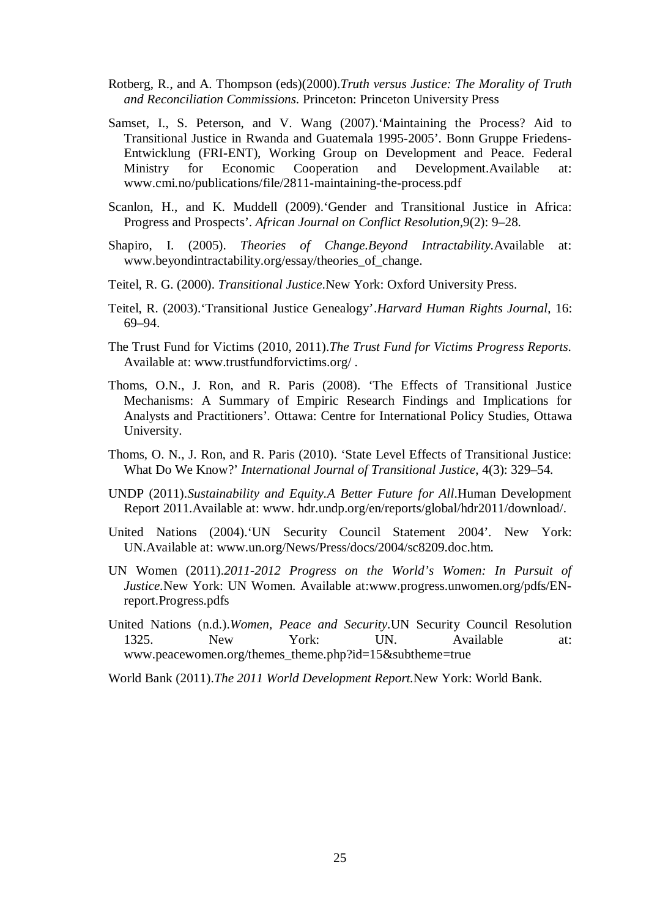Rotberg, R., and A. Thompson (eds)(2000).*Truth versus Justice: The Morality of Truth and Reconciliation Commissions*. Princeton: Princeton University Press

Samset, I., S. Peterson, and V. Wang (2007).'Maintaining the Process? Aid to Transitional Justice in Rwanda and Guatemala 1995-2005'. Bonn Gruppe Friedens-Entwicklung (FRI-ENT), Working Group on Development and Peace. Federal Ministry for Economic Cooperation and Development.Available at: www.cmi.no/publications/file/2811-maintaining-the-process.pdf

Scanlon, H., and K. Muddell (2009).'Gender and Transitional Justice in Africa: Progress and Prospects'. *African Journal on Conflict Resolution*,9(2): 9–28.

Shapiro, I. (2005). *Theories of Change.Beyond Intractability*.Available at: www.beyondintractability.org/essay/theories_of_change.

Teitel, R. G. (2000). *Transitional Justice*.New York: Oxford University Press.

Teitel, R. (2003).'Transitional Justice Genealogy'.*Harvard Human Rights Journal*, 16: 69–94.

The Trust Fund for Victims (2010, 2011).*The Trust Fund for Victims Progress Reports*. Available at: www.trustfundforvictims.org/ .

Thoms, O.N., J. Ron, and R. Paris (2008). 'The Effects of Transitional Justice Mechanisms: A Summary of Empiric Research Findings and Implications for Analysts and Practitioners'. Ottawa: Centre for International Policy Studies, Ottawa University.

Thoms, O. N., J. Ron, and R. Paris (2010). 'State Level Effects of Transitional Justice: What Do We Know?' *International Journal of Transitional Justice*, 4(3): 329–54.

UNDP (2011).*Sustainability and Equity.A Better Future for All*.Human Development Report 2011.Available at: www. hdr.undp.org/en/reports/global/hdr2011/download/.

United Nations (2004).'UN Security Council Statement 2004'. New York: UN.Available at: www.un.org/News/Press/docs/2004/sc8209.doc.htm.

UN Women (2011).*2011-2012 Progress on the World's Women: In Pursuit of Justice*.New York: UN Women. Available at:www.progress.unwomen.org/pdfs/EN-report.Progress.pdfs

United Nations (n.d.).*Women, Peace and Security*.UN Security Council Resolution 1325. New York: UN. Available at: www.peacewomen.org/themes_theme.php?id=15&subtheme=true

World Bank (2011).*The 2011 World Development Report*.New York: World Bank.